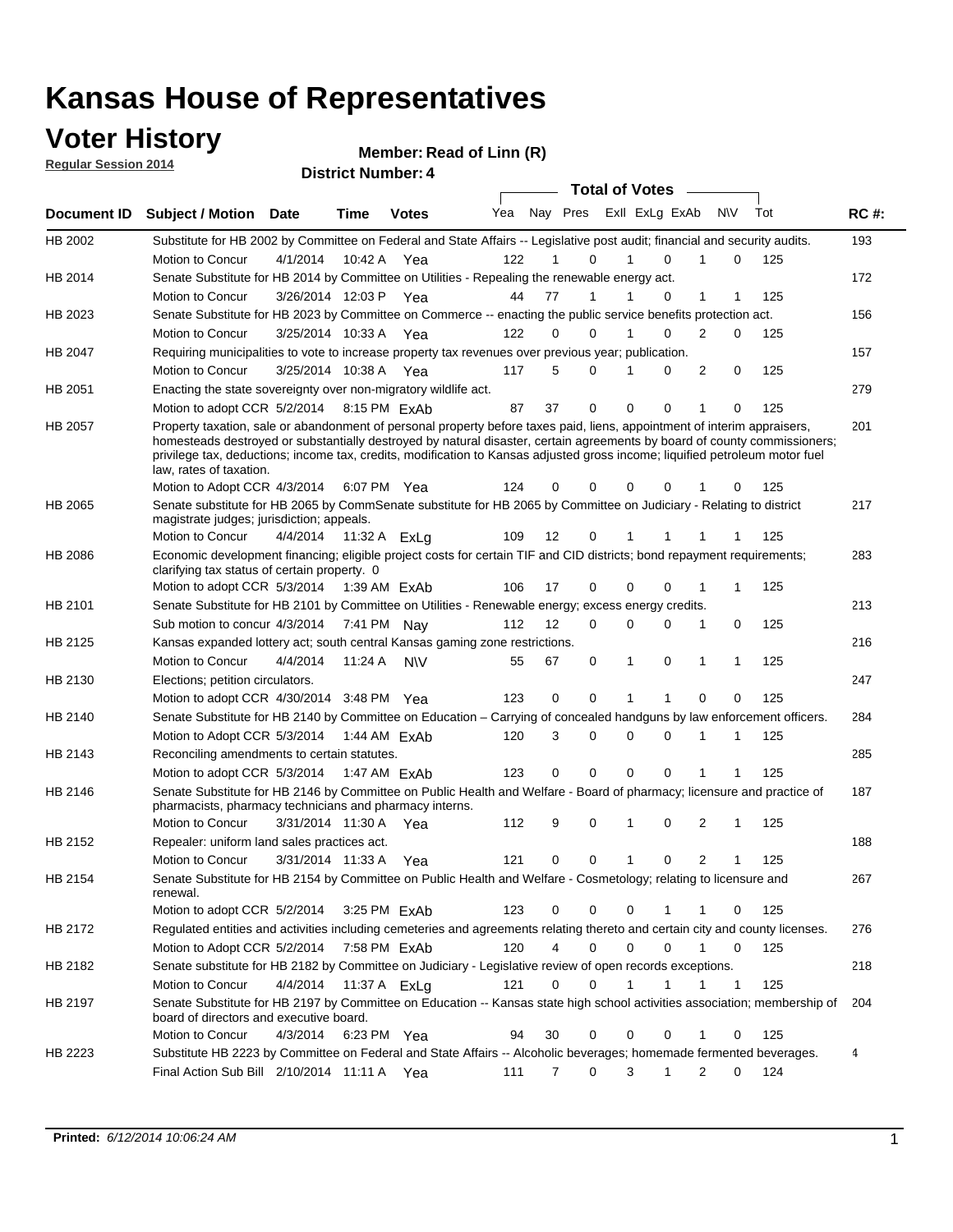# Kansas House of Representatives

## Voter History

**Regular Session 2014**

**Member: Read of Linn (R)**

**District Number: 4**

| Document ID | Subject / Motion | Date | Time | Votes | Yea | Nay | Pres | ExII | ExLg | ExAb | N\V | Tot | RC #: |
|---|---|---|---|---|---|---|---|---|---|---|---|---|---|
| HB 2002 | Substitute for HB 2002 by Committee on Federal and State Affairs -- Legislative post audit; financial and security audits. | | | | | | | | | | | | 193 |
| | Motion to Concur | 4/1/2014 | 10:42 A | Yea | 122 | 1 | 0 | 1 | 0 | 1 | 0 | 125 | |
| HB 2014 | Senate Substitute for HB 2014 by Committee on Utilities - Repealing the renewable energy act. | | | | | | | | | | | | 172 |
| | Motion to Concur | 3/26/2014 | 12:03 P | Yea | 44 | 77 | 1 | 1 | 0 | 1 | 1 | 125 | |
| HB 2023 | Senate Substitute for HB 2023 by Committee on Commerce -- enacting the public service benefits protection act. | | | | | | | | | | | | 156 |
| | Motion to Concur | 3/25/2014 | 10:33 A | Yea | 122 | 0 | 0 | 1 | 0 | 2 | 0 | 125 | |
| HB 2047 | Requiring municipalities to vote to increase property tax revenues over previous year; publication. | | | | | | | | | | | | 157 |
| | Motion to Concur | 3/25/2014 | 10:38 A | Yea | 117 | 5 | 0 | 1 | 0 | 2 | 0 | 125 | |
| HB 2051 | Enacting the state sovereignty over non-migratory wildlife act. | | | | | | | | | | | | 279 |
| | Motion to adopt CCR | 5/2/2014 | 8:15 PM | ExAb | 87 | 37 | 0 | 0 | 0 | 1 | 0 | 125 | |
| HB 2057 | Property taxation, sale or abandonment of personal property before taxes paid, liens, appointment of interim appraisers, homesteads destroyed or substantially destroyed by natural disaster, certain agreements by board of county commissioners; privilege tax, deductions; income tax, credits, modification to Kansas adjusted gross income; liquified petroleum motor fuel law, rates of taxation. | | | | | | | | | | | | 201 |
| | Motion to Adopt CCR | 4/3/2014 | 6:07 PM | Yea | 124 | 0 | 0 | 0 | 0 | 1 | 0 | 125 | |
| HB 2065 | Senate substitute for HB 2065 by CommSenate substitute for HB 2065 by Committee on Judiciary - Relating to district magistrate judges; jurisdiction; appeals. | | | | | | | | | | | | 217 |
| | Motion to Concur | 4/4/2014 | 11:32 A | ExLg | 109 | 12 | 0 | 1 | 1 | 1 | 1 | 125 | |
| HB 2086 | Economic development financing; eligible project costs for certain TIF and CID districts; bond repayment requirements; clarifying tax status of certain property. 0 | | | | | | | | | | | | 283 |
| | Motion to adopt CCR | 5/3/2014 | 1:39 AM | ExAb | 106 | 17 | 0 | 0 | 0 | 1 | 1 | 125 | |
| HB 2101 | Senate Substitute for HB 2101 by Committee on Utilities - Renewable energy; excess energy credits. | | | | | | | | | | | | 213 |
| | Sub motion to concur | 4/3/2014 | 7:41 PM | Nay | 112 | 12 | 0 | 0 | 0 | 1 | 0 | 125 | |
| HB 2125 | Kansas expanded lottery act; south central Kansas gaming zone restrictions. | | | | | | | | | | | | 216 |
| | Motion to Concur | 4/4/2014 | 11:24 A | N\V | 55 | 67 | 0 | 1 | 0 | 1 | 1 | 125 | |
| HB 2130 | Elections; petition circulators. | | | | | | | | | | | | 247 |
| | Motion to adopt CCR | 4/30/2014 | 3:48 PM | Yea | 123 | 0 | 0 | 1 | 1 | 0 | 0 | 125 | |
| HB 2140 | Senate Substitute for HB 2140 by Committee on Education – Carrying of concealed handguns by law enforcement officers. | | | | | | | | | | | | 284 |
| | Motion to Adopt CCR | 5/3/2014 | 1:44 AM | ExAb | 120 | 3 | 0 | 0 | 0 | 1 | 1 | 125 | |
| HB 2143 | Reconciling amendments to certain statutes. | | | | | | | | | | | | 285 |
| | Motion to adopt CCR | 5/3/2014 | 1:47 AM | ExAb | 123 | 0 | 0 | 0 | 0 | 1 | 1 | 125 | |
| HB 2146 | Senate Substitute for HB 2146 by Committee on Public Health and Welfare - Board of pharmacy; licensure and practice of pharmacists, pharmacy technicians and pharmacy interns. | | | | | | | | | | | | 187 |
| | Motion to Concur | 3/31/2014 | 11:30 A | Yea | 112 | 9 | 0 | 1 | 0 | 2 | 1 | 125 | |
| HB 2152 | Repealer: uniform land sales practices act. | | | | | | | | | | | | 188 |
| | Motion to Concur | 3/31/2014 | 11:33 A | Yea | 121 | 0 | 0 | 1 | 0 | 2 | 1 | 125 | |
| HB 2154 | Senate Substitute for HB 2154 by Committee on Public Health and Welfare - Cosmetology; relating to licensure and renewal. | | | | | | | | | | | | 267 |
| | Motion to adopt CCR | 5/2/2014 | 3:25 PM | ExAb | 123 | 0 | 0 | 0 | 1 | 1 | 0 | 125 | |
| HB 2172 | Regulated entities and activities including cemeteries and agreements relating thereto and certain city and county licenses. | | | | | | | | | | | | 276 |
| | Motion to Adopt CCR | 5/2/2014 | 7:58 PM | ExAb | 120 | 4 | 0 | 0 | 0 | 1 | 0 | 125 | |
| HB 2182 | Senate substitute for HB 2182 by Committee on Judiciary - Legislative review of open records exceptions. | | | | | | | | | | | | 218 |
| | Motion to Concur | 4/4/2014 | 11:37 A | ExLg | 121 | 0 | 0 | 1 | 1 | 1 | 1 | 125 | |
| HB 2197 | Senate Substitute for HB 2197 by Committee on Education -- Kansas state high school activities association; membership of board of directors and executive board. | | | | | | | | | | | | 204 |
| | Motion to Concur | 4/3/2014 | 6:23 PM | Yea | 94 | 30 | 0 | 0 | 0 | 1 | 0 | 125 | |
| HB 2223 | Substitute HB 2223 by Committee on Federal and State Affairs -- Alcoholic beverages; homemade fermented beverages. | | | | | | | | | | | | 4 |
| | Final Action Sub Bill | 2/10/2014 | 11:11 A | Yea | 111 | 7 | 0 | 3 | 1 | 2 | 0 | 124 | |

**Printed:** *6/12/2014 10:06:24 AM*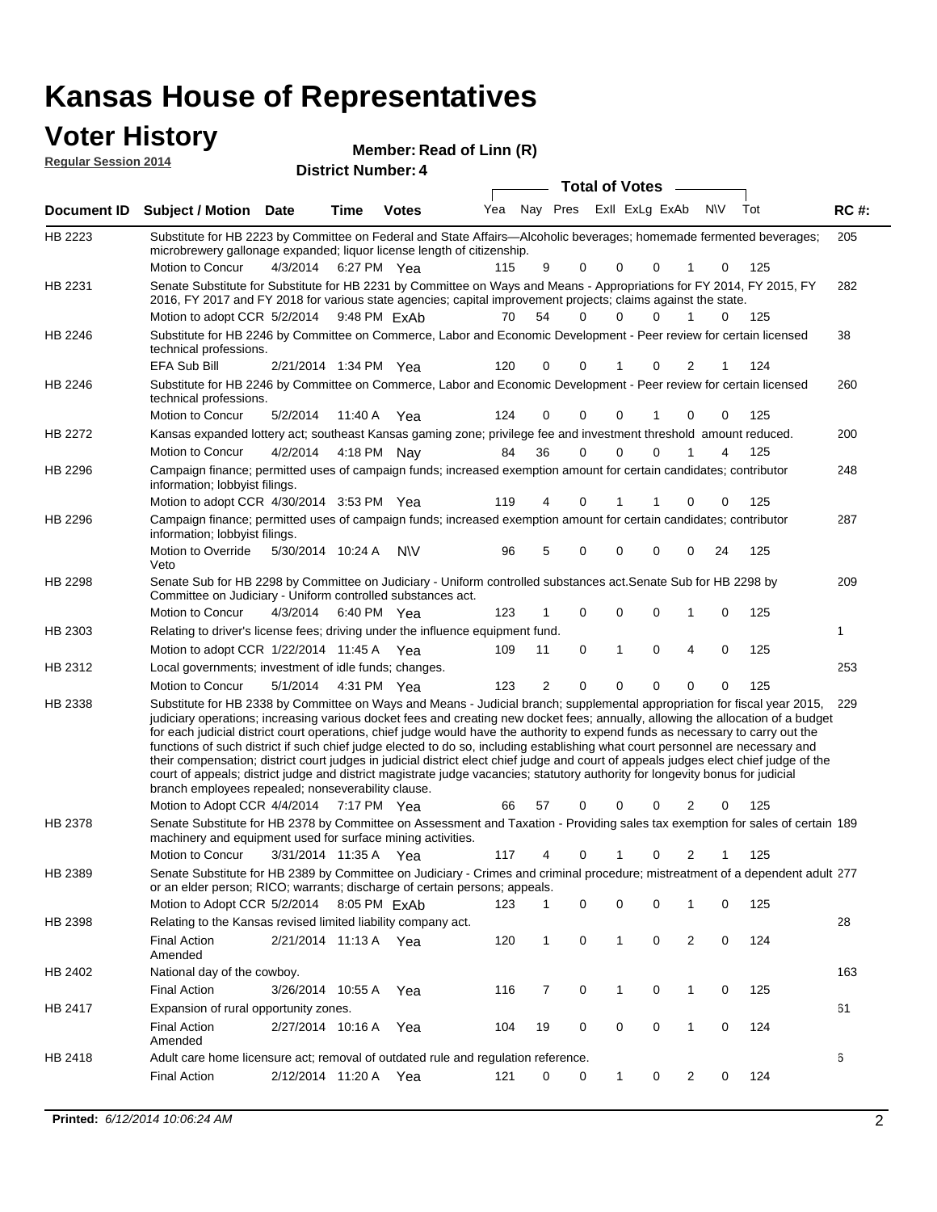# Kansas House of Representatives

## Voter History

**Regular Session 2014**

**Member: Read of Linn (R)**

**District Number: 4**

| Document ID | Subject / Motion | Date | Time | Votes | Yea | Nay | Pres | ExII | ExLg | ExAb | N\V | Tot | RC #: |
|---|---|---|---|---|---|---|---|---|---|---|---|---|---|
| HB 2223 | Substitute for HB 2223 by Committee on Federal and State Affairs—Alcoholic beverages; homemade fermented beverages; microbrewery gallonage expanded; liquor license length of citizenship. | | | | | | | | | | | | 205 |
| | Motion to Concur | 4/3/2014 | 6:27 PM | Yea | 115 | 9 | 0 | 0 | 0 | 1 | 0 | 125 | |
| HB 2231 | Senate Substitute for Substitute for HB 2231 by Committee on Ways and Means - Appropriations for FY 2014, FY 2015, FY 2016, FY 2017 and FY 2018 for various state agencies; capital improvement projects; claims against the state. | | | | | | | | | | | | 282 |
| | Motion to adopt CCR | 5/2/2014 | 9:48 PM | ExAb | 70 | 54 | 0 | 0 | 0 | 1 | 0 | 125 | |
| HB 2246 | Substitute for HB 2246 by Committee on Commerce, Labor and Economic Development - Peer review for certain licensed technical professions. | | | | | | | | | | | | 38 |
| | EFA Sub Bill | 2/21/2014 | 1:34 PM | Yea | 120 | 0 | 0 | 1 | 0 | 2 | 1 | 124 | |
| HB 2246 | Substitute for HB 2246 by Committee on Commerce, Labor and Economic Development - Peer review for certain licensed technical professions. | | | | | | | | | | | | 260 |
| | Motion to Concur | 5/2/2014 | 11:40 A | Yea | 124 | 0 | 0 | 0 | 1 | 0 | 0 | 125 | |
| HB 2272 | Kansas expanded lottery act; southeast Kansas gaming zone; privilege fee and investment threshold amount reduced. | | | | | | | | | | | | 200 |
| | Motion to Concur | 4/2/2014 | 4:18 PM | Nay | 84 | 36 | 0 | 0 | 0 | 1 | 4 | 125 | |
| HB 2296 | Campaign finance; permitted uses of campaign funds; increased exemption amount for certain candidates; contributor information; lobbyist filings. | | | | | | | | | | | | 248 |
| | Motion to adopt CCR | 4/30/2014 | 3:53 PM | Yea | 119 | 4 | 0 | 1 | 1 | 0 | 0 | 125 | |
| HB 2296 | Campaign finance; permitted uses of campaign funds; increased exemption amount for certain candidates; contributor information; lobbyist filings. | | | | | | | | | | | | 287 |
| | Motion to Override Veto | 5/30/2014 | 10:24 A | N\V | 96 | 5 | 0 | 0 | 0 | 0 | 24 | 125 | |
| HB 2298 | Senate Sub for HB 2298 by Committee on Judiciary - Uniform controlled substances act.Senate Sub for HB 2298 by Committee on Judiciary - Uniform controlled substances act. | | | | | | | | | | | | 209 |
| | Motion to Concur | 4/3/2014 | 6:40 PM | Yea | 123 | 1 | 0 | 0 | 0 | 1 | 0 | 125 | |
| HB 2303 | Relating to driver's license fees; driving under the influence equipment fund. | | | | | | | | | | | | 1 |
| | Motion to adopt CCR | 1/22/2014 | 11:45 A | Yea | 109 | 11 | 0 | 1 | 0 | 4 | 0 | 125 | |
| HB 2312 | Local governments; investment of idle funds; changes. | | | | | | | | | | | | 253 |
| | Motion to Concur | 5/1/2014 | 4:31 PM | Yea | 123 | 2 | 0 | 0 | 0 | 0 | 0 | 125 | |
| HB 2338 | Substitute for HB 2338 by Committee on Ways and Means - Judicial branch; supplemental appropriation for fiscal year 2015, judiciary operations; increasing various docket fees and creating new docket fees; annually, allowing the allocation of a budget for each judicial district court operations, chief judge would have the authority to expend funds as necessary to carry out the functions of such district if such chief judge elected to do so, including establishing what court personnel are necessary and their compensation; district court judges in judicial district elect chief judge and court of appeals judges elect chief judge of the court of appeals; district judge and district magistrate judge vacancies; statutory authority for longevity bonus for judicial branch employees repealed; nonseverability clause. | | | | | | | | | | | | 229 |
| | Motion to Adopt CCR | 4/4/2014 | 7:17 PM | Yea | 66 | 57 | 0 | 0 | 0 | 2 | 0 | 125 | |
| HB 2378 | Senate Substitute for HB 2378 by Committee on Assessment and Taxation - Providing sales tax exemption for sales of certain machinery and equipment used for surface mining activities. | | | | | | | | | | | | 189 |
| | Motion to Concur | 3/31/2014 | 11:35 A | Yea | 117 | 4 | 0 | 1 | 0 | 2 | 1 | 125 | |
| HB 2389 | Senate Substitute for HB 2389 by Committee on Judiciary - Crimes and criminal procedure; mistreatment of a dependent adult or an elder person; RICO; warrants; discharge of certain persons; appeals. | | | | | | | | | | | | 277 |
| | Motion to Adopt CCR | 5/2/2014 | 8:05 PM | ExAb | 123 | 1 | 0 | 0 | 0 | 1 | 0 | 125 | |
| HB 2398 | Relating to the Kansas revised limited liability company act. | | | | | | | | | | | | 28 |
| | Final Action Amended | 2/21/2014 | 11:13 A | Yea | 120 | 1 | 0 | 1 | 0 | 2 | 0 | 124 | |
| HB 2402 | National day of the cowboy. | | | | | | | | | | | | 163 |
| | Final Action | 3/26/2014 | 10:55 A | Yea | 116 | 7 | 0 | 1 | 0 | 1 | 0 | 125 | |
| HB 2417 | Expansion of rural opportunity zones. | | | | | | | | | | | | 61 |
| | Final Action Amended | 2/27/2014 | 10:16 A | Yea | 104 | 19 | 0 | 0 | 0 | 1 | 0 | 124 | |
| HB 2418 | Adult care home licensure act; removal of outdated rule and regulation reference. | | | | | | | | | | | | 6 |
| | Final Action | 2/12/2014 | 11:20 A | Yea | 121 | 0 | 0 | 1 | 0 | 2 | 0 | 124 | |

**Printed:** *6/12/2014 10:06:24 AM*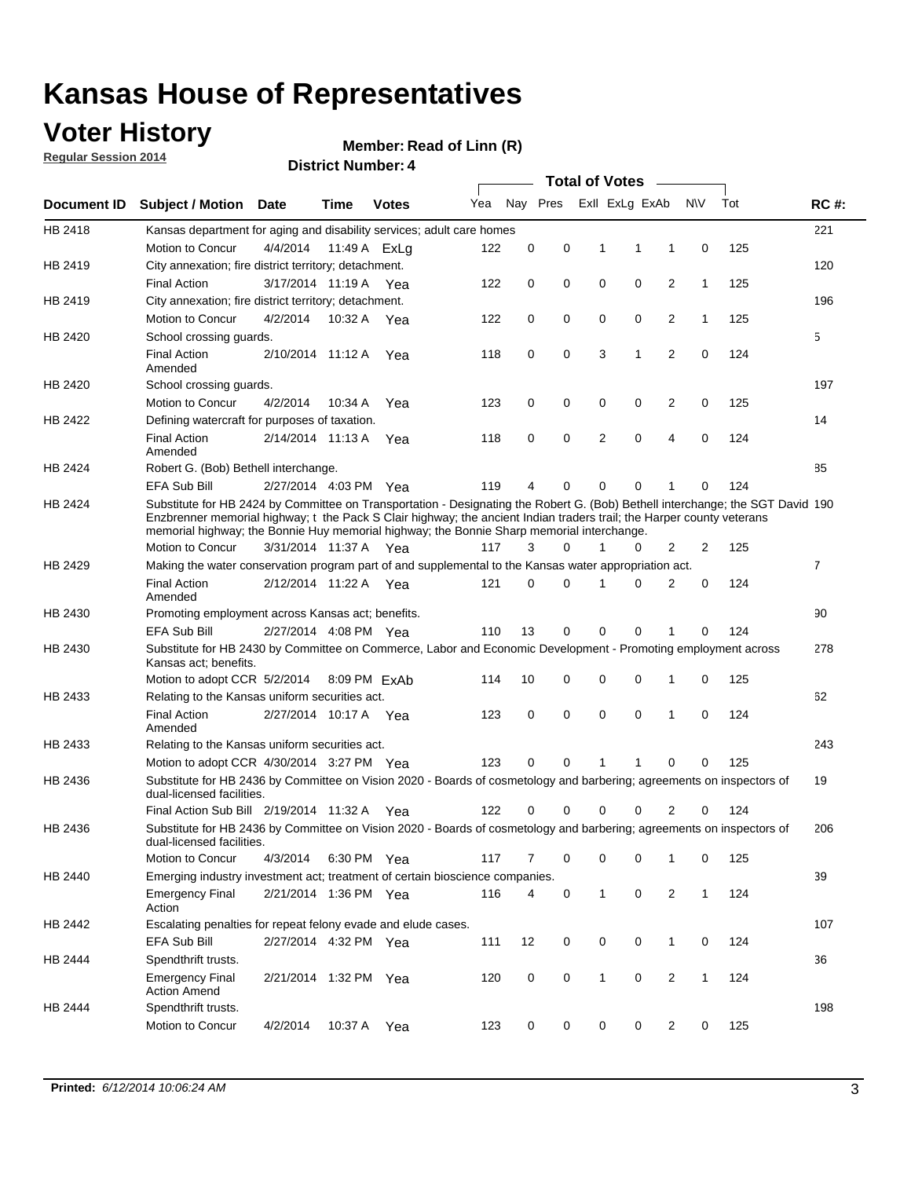# Kansas House of Representatives

## Voter History

**Regular Session 2014**

**Member: Read of Linn (R)**

**District Number: 4**

| Document ID | Subject / Motion | Date | Time | Votes | Yea | Nay | Pres | ExII | ExLg | ExAb | N\V | Tot | RC #: |
|---|---|---|---|---|---|---|---|---|---|---|---|---|---|
| HB 2418 | Kansas department for aging and disability services; adult care homes | | | | | | | | | | | | 221 |
| | Motion to Concur | 4/4/2014 | 11:49 A | ExLg | 122 | 0 | 0 | 1 | 1 | 1 | 0 | 125 | |
| HB 2419 | City annexation; fire district territory; detachment. | | | | | | | | | | | | 120 |
| | Final Action | 3/17/2014 | 11:19 A | Yea | 122 | 0 | 0 | 0 | 0 | 2 | 1 | 125 | |
| HB 2419 | City annexation; fire district territory; detachment. | | | | | | | | | | | | 196 |
| | Motion to Concur | 4/2/2014 | 10:32 A | Yea | 122 | 0 | 0 | 0 | 0 | 2 | 1 | 125 | |
| HB 2420 | School crossing guards. | | | | | | | | | | | | 5 |
| | Final Action Amended | 2/10/2014 | 11:12 A | Yea | 118 | 0 | 0 | 3 | 1 | 2 | 0 | 124 | |
| HB 2420 | School crossing guards. | | | | | | | | | | | | 197 |
| | Motion to Concur | 4/2/2014 | 10:34 A | Yea | 123 | 0 | 0 | 0 | 0 | 2 | 0 | 125 | |
| HB 2422 | Defining watercraft for purposes of taxation. | | | | | | | | | | | | 14 |
| | Final Action Amended | 2/14/2014 | 11:13 A | Yea | 118 | 0 | 0 | 2 | 0 | 4 | 0 | 124 | |
| HB 2424 | Robert G. (Bob) Bethell interchange. | | | | | | | | | | | | 85 |
| | EFA Sub Bill | 2/27/2014 | 4:03 PM | Yea | 119 | 4 | 0 | 0 | 0 | 1 | 0 | 124 | |
| HB 2424 | Substitute for HB 2424 by Committee on Transportation - Designating the Robert G. (Bob) Bethell interchange; the SGT David Enzbrenner memorial highway; t the Pack S Clair highway; the ancient Indian traders trail; the Harper county veterans memorial highway; the Bonnie Huy memorial highway; the Bonnie Sharp memorial interchange. | | | | | | | | | | | | 190 |
| | Motion to Concur | 3/31/2014 | 11:37 A | Yea | 117 | 3 | 0 | 1 | 0 | 2 | 2 | 125 | |
| HB 2429 | Making the water conservation program part of and supplemental to the Kansas water appropriation act. | | | | | | | | | | | | 7 |
| | Final Action Amended | 2/12/2014 | 11:22 A | Yea | 121 | 0 | 0 | 1 | 0 | 2 | 0 | 124 | |
| HB 2430 | Promoting employment across Kansas act; benefits. | | | | | | | | | | | | 90 |
| | EFA Sub Bill | 2/27/2014 | 4:08 PM | Yea | 110 | 13 | 0 | 0 | 0 | 1 | 0 | 124 | |
| HB 2430 | Substitute for HB 2430 by Committee on Commerce, Labor and Economic Development - Promoting employment across Kansas act; benefits. | | | | | | | | | | | | 278 |
| | Motion to adopt CCR | 5/2/2014 | 8:09 PM | ExAb | 114 | 10 | 0 | 0 | 0 | 1 | 0 | 125 | |
| HB 2433 | Relating to the Kansas uniform securities act. | | | | | | | | | | | | 62 |
| | Final Action Amended | 2/27/2014 | 10:17 A | Yea | 123 | 0 | 0 | 0 | 0 | 1 | 0 | 124 | |
| HB 2433 | Relating to the Kansas uniform securities act. | | | | | | | | | | | | 243 |
| | Motion to adopt CCR | 4/30/2014 | 3:27 PM | Yea | 123 | 0 | 0 | 1 | 1 | 0 | 0 | 125 | |
| HB 2436 | Substitute for HB 2436 by Committee on Vision 2020 - Boards of cosmetology and barbering; agreements on inspectors of dual-licensed facilities. | | | | | | | | | | | | 19 |
| | Final Action Sub Bill | 2/19/2014 | 11:32 A | Yea | 122 | 0 | 0 | 0 | 0 | 2 | 0 | 124 | |
| HB 2436 | Substitute for HB 2436 by Committee on Vision 2020 - Boards of cosmetology and barbering; agreements on inspectors of dual-licensed facilities. | | | | | | | | | | | | 206 |
| | Motion to Concur | 4/3/2014 | 6:30 PM | Yea | 117 | 7 | 0 | 0 | 0 | 1 | 0 | 125 | |
| HB 2440 | Emerging industry investment act; treatment of certain bioscience companies. | | | | | | | | | | | | 39 |
| | Emergency Final Action | 2/21/2014 | 1:36 PM | Yea | 116 | 4 | 0 | 1 | 0 | 2 | 1 | 124 | |
| HB 2442 | Escalating penalties for repeat felony evade and elude cases. | | | | | | | | | | | | 107 |
| | EFA Sub Bill | 2/27/2014 | 4:32 PM | Yea | 111 | 12 | 0 | 0 | 0 | 1 | 0 | 124 | |
| HB 2444 | Spendthrift trusts. | | | | | | | | | | | | 36 |
| | Emergency Final Action Amend | 2/21/2014 | 1:32 PM | Yea | 120 | 0 | 0 | 1 | 0 | 2 | 1 | 124 | |
| HB 2444 | Spendthrift trusts. | | | | | | | | | | | | 198 |
| | Motion to Concur | 4/2/2014 | 10:37 A | Yea | 123 | 0 | 0 | 0 | 0 | 2 | 0 | 125 | |

**Printed:** *6/12/2014 10:06:24 AM*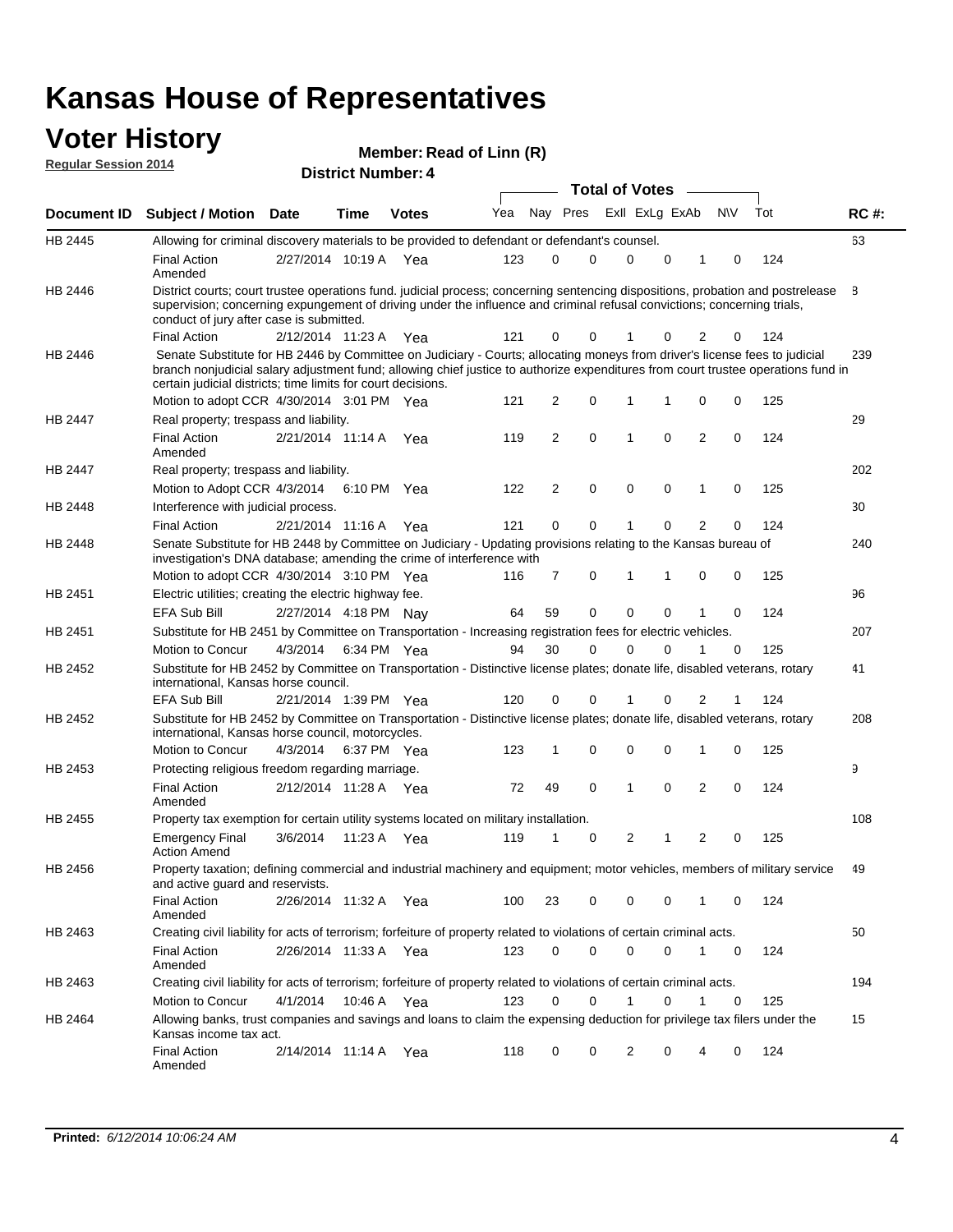# Kansas House of Representatives

## Voter History

**Regular Session 2014**

**Member: Read of Linn (R)**

**District Number: 4**

| Document ID | Subject / Motion | Date | Time | Votes | Yea | Nay | Pres | ExlI | ExLg | ExAb | N\V | Tot | RC #: |
|---|---|---|---|---|---|---|---|---|---|---|---|---|---|
| HB 2445 | Allowing for criminal discovery materials to be provided to defendant or defendant's counsel. | | | | | | | | | | | | 63 |
| | Final Action Amended | 2/27/2014 | 10:19 A | Yea | 123 | 0 | 0 | 0 | 0 | 1 | 0 | 124 | |
| HB 2446 | District courts; court trustee operations fund. judicial process; concerning sentencing dispositions, probation and postrelease supervision; concerning expungement of driving under the influence and criminal refusal convictions; concerning trials, conduct of jury after case is submitted. | | | | | | | | | | | | 8 |
| | Final Action | 2/12/2014 | 11:23 A | Yea | 121 | 0 | 0 | 1 | 0 | 2 | 0 | 124 | |
| HB 2446 | Senate Substitute for HB 2446 by Committee on Judiciary - Courts; allocating moneys from driver's license fees to judicial branch nonjudicial salary adjustment fund; allowing chief justice to authorize expenditures from court trustee operations fund in certain judicial districts; time limits for court decisions. | | | | | | | | | | | | 239 |
| | Motion to adopt CCR | 4/30/2014 | 3:01 PM | Yea | 121 | 2 | 0 | 1 | 1 | 0 | 0 | 125 | |
| HB 2447 | Real property; trespass and liability. | | | | | | | | | | | | 29 |
| | Final Action Amended | 2/21/2014 | 11:14 A | Yea | 119 | 2 | 0 | 1 | 0 | 2 | 0 | 124 | |
| HB 2447 | Real property; trespass and liability. | | | | | | | | | | | | 202 |
| | Motion to Adopt CCR | 4/3/2014 | 6:10 PM | Yea | 122 | 2 | 0 | 0 | 0 | 1 | 0 | 125 | |
| HB 2448 | Interference with judicial process. | | | | | | | | | | | | 30 |
| | Final Action | 2/21/2014 | 11:16 A | Yea | 121 | 0 | 0 | 1 | 0 | 2 | 0 | 124 | |
| HB 2448 | Senate Substitute for HB 2448 by Committee on Judiciary - Updating provisions relating to the Kansas bureau of investigation's DNA database; amending the crime of interference with | | | | | | | | | | | | 240 |
| | Motion to adopt CCR | 4/30/2014 | 3:10 PM | Yea | 116 | 7 | 0 | 1 | 1 | 0 | 0 | 125 | |
| HB 2451 | Electric utilities; creating the electric highway fee. | | | | | | | | | | | | 96 |
| | EFA Sub Bill | 2/27/2014 | 4:18 PM | Nay | 64 | 59 | 0 | 0 | 0 | 1 | 0 | 124 | |
| HB 2451 | Substitute for HB 2451 by Committee on Transportation - Increasing registration fees for electric vehicles. | | | | | | | | | | | | 207 |
| | Motion to Concur | 4/3/2014 | 6:34 PM | Yea | 94 | 30 | 0 | 0 | 0 | 1 | 0 | 125 | |
| HB 2452 | Substitute for HB 2452 by Committee on Transportation - Distinctive license plates; donate life, disabled veterans, rotary international, Kansas horse council. | | | | | | | | | | | | 41 |
| | EFA Sub Bill | 2/21/2014 | 1:39 PM | Yea | 120 | 0 | 0 | 1 | 0 | 2 | 1 | 124 | |
| HB 2452 | Substitute for HB 2452 by Committee on Transportation - Distinctive license plates; donate life, disabled veterans, rotary international, Kansas horse council, motorcycles. | | | | | | | | | | | | 208 |
| | Motion to Concur | 4/3/2014 | 6:37 PM | Yea | 123 | 1 | 0 | 0 | 0 | 1 | 0 | 125 | |
| HB 2453 | Protecting religious freedom regarding marriage. | | | | | | | | | | | | 9 |
| | Final Action Amended | 2/12/2014 | 11:28 A | Yea | 72 | 49 | 0 | 1 | 0 | 2 | 0 | 124 | |
| HB 2455 | Property tax exemption for certain utility systems located on military installation. | | | | | | | | | | | | 108 |
| | Emergency Final Action Amend | 3/6/2014 | 11:23 A | Yea | 119 | 1 | 0 | 2 | 1 | 2 | 0 | 125 | |
| HB 2456 | Property taxation; defining commercial and industrial machinery and equipment; motor vehicles, members of military service and active guard and reservists. | | | | | | | | | | | | 49 |
| | Final Action Amended | 2/26/2014 | 11:32 A | Yea | 100 | 23 | 0 | 0 | 0 | 1 | 0 | 124 | |
| HB 2463 | Creating civil liability for acts of terrorism; forfeiture of property related to violations of certain criminal acts. | | | | | | | | | | | | 50 |
| | Final Action Amended | 2/26/2014 | 11:33 A | Yea | 123 | 0 | 0 | 0 | 0 | 1 | 0 | 124 | |
| HB 2463 | Creating civil liability for acts of terrorism; forfeiture of property related to violations of certain criminal acts. | | | | | | | | | | | | 194 |
| | Motion to Concur | 4/1/2014 | 10:46 A | Yea | 123 | 0 | 0 | 1 | 0 | 1 | 0 | 125 | |
| HB 2464 | Allowing banks, trust companies and savings and loans to claim the expensing deduction for privilege tax filers under the Kansas income tax act. | | | | | | | | | | | | 15 |
| | Final Action Amended | 2/14/2014 | 11:14 A | Yea | 118 | 0 | 0 | 2 | 0 | 4 | 0 | 124 | |

**Printed:** *6/12/2014 10:06:24 AM*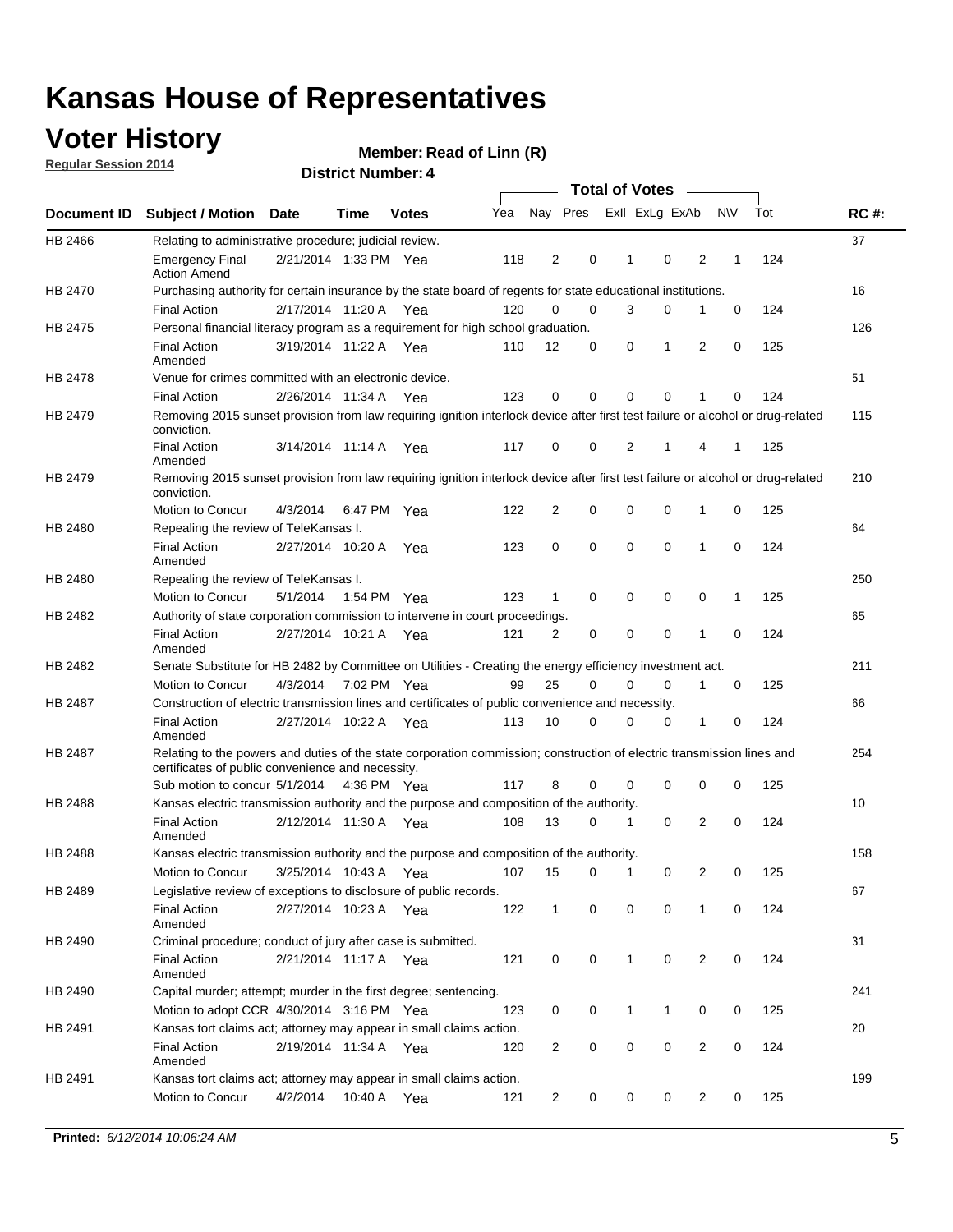# Kansas House of Representatives

## Voter History

**Regular Session 2014**

**Member: Read of Linn (R)**

**District Number: 4**

| Document ID | Subject / Motion | Date | Time | Votes | Yea | Nay | Pres | ExII | ExLg | ExAb | N\V | Tot | RC #: |
|---|---|---|---|---|---|---|---|---|---|---|---|---|---|
| HB 2466 | Relating to administrative procedure; judicial review. | | | | | | | | | | | | 37 |
| | Emergency Final Action Amend | 2/21/2014 | 1:33 PM | Yea | 118 | 2 | 0 | 1 | 0 | 2 | 1 | 124 | |
| HB 2470 | Purchasing authority for certain insurance by the state board of regents for state educational institutions. | | | | | | | | | | | | 16 |
| | Final Action | 2/17/2014 | 11:20 A | Yea | 120 | 0 | 0 | 3 | 0 | 1 | 0 | 124 | |
| HB 2475 | Personal financial literacy program as a requirement for high school graduation. | | | | | | | | | | | | 126 |
| | Final Action Amended | 3/19/2014 | 11:22 A | Yea | 110 | 12 | 0 | 0 | 1 | 2 | 0 | 125 | |
| HB 2478 | Venue for crimes committed with an electronic device. | | | | | | | | | | | | 51 |
| | Final Action | 2/26/2014 | 11:34 A | Yea | 123 | 0 | 0 | 0 | 0 | 1 | 0 | 124 | |
| HB 2479 | Removing 2015 sunset provision from law requiring ignition interlock device after first test failure or alcohol or drug-related conviction. | | | | | | | | | | | | 115 |
| | Final Action Amended | 3/14/2014 | 11:14 A | Yea | 117 | 0 | 0 | 2 | 1 | 4 | 1 | 125 | |
| HB 2479 | Removing 2015 sunset provision from law requiring ignition interlock device after first test failure or alcohol or drug-related conviction. | | | | | | | | | | | | 210 |
| | Motion to Concur | 4/3/2014 | 6:47 PM | Yea | 122 | 2 | 0 | 0 | 0 | 1 | 0 | 125 | |
| HB 2480 | Repealing the review of TeleKansas I. | | | | | | | | | | | | 64 |
| | Final Action Amended | 2/27/2014 | 10:20 A | Yea | 123 | 0 | 0 | 0 | 0 | 1 | 0 | 124 | |
| HB 2480 | Repealing the review of TeleKansas I. | | | | | | | | | | | | 250 |
| | Motion to Concur | 5/1/2014 | 1:54 PM | Yea | 123 | 1 | 0 | 0 | 0 | 0 | 1 | 125 | |
| HB 2482 | Authority of state corporation commission to intervene in court proceedings. | | | | | | | | | | | | 65 |
| | Final Action Amended | 2/27/2014 | 10:21 A | Yea | 121 | 2 | 0 | 0 | 0 | 1 | 0 | 124 | |
| HB 2482 | Senate Substitute for HB 2482 by Committee on Utilities - Creating the energy efficiency investment act. | | | | | | | | | | | | 211 |
| | Motion to Concur | 4/3/2014 | 7:02 PM | Yea | 99 | 25 | 0 | 0 | 0 | 1 | 0 | 125 | |
| HB 2487 | Construction of electric transmission lines and certificates of public convenience and necessity. | | | | | | | | | | | | 66 |
| | Final Action Amended | 2/27/2014 | 10:22 A | Yea | 113 | 10 | 0 | 0 | 0 | 1 | 0 | 124 | |
| HB 2487 | Relating to the powers and duties of the state corporation commission; construction of electric transmission lines and certificates of public convenience and necessity. | | | | | | | | | | | | 254 |
| | Sub motion to concur | 5/1/2014 | 4:36 PM | Yea | 117 | 8 | 0 | 0 | 0 | 0 | 0 | 125 | |
| HB 2488 | Kansas electric transmission authority and the purpose and composition of the authority. | | | | | | | | | | | | 10 |
| | Final Action Amended | 2/12/2014 | 11:30 A | Yea | 108 | 13 | 0 | 1 | 0 | 2 | 0 | 124 | |
| HB 2488 | Kansas electric transmission authority and the purpose and composition of the authority. | | | | | | | | | | | | 158 |
| | Motion to Concur | 3/25/2014 | 10:43 A | Yea | 107 | 15 | 0 | 1 | 0 | 2 | 0 | 125 | |
| HB 2489 | Legislative review of exceptions to disclosure of public records. | | | | | | | | | | | | 67 |
| | Final Action Amended | 2/27/2014 | 10:23 A | Yea | 122 | 1 | 0 | 0 | 0 | 1 | 0 | 124 | |
| HB 2490 | Criminal procedure; conduct of jury after case is submitted. | | | | | | | | | | | | 31 |
| | Final Action Amended | 2/21/2014 | 11:17 A | Yea | 121 | 0 | 0 | 1 | 0 | 2 | 0 | 124 | |
| HB 2490 | Capital murder; attempt; murder in the first degree; sentencing. | | | | | | | | | | | | 241 |
| | Motion to adopt CCR | 4/30/2014 | 3:16 PM | Yea | 123 | 0 | 0 | 1 | 1 | 0 | 0 | 125 | |
| HB 2491 | Kansas tort claims act; attorney may appear in small claims action. | | | | | | | | | | | | 20 |
| | Final Action Amended | 2/19/2014 | 11:34 A | Yea | 120 | 2 | 0 | 0 | 0 | 2 | 0 | 124 | |
| HB 2491 | Kansas tort claims act; attorney may appear in small claims action. | | | | | | | | | | | | 199 |
| | Motion to Concur | 4/2/2014 | 10:40 A | Yea | 121 | 2 | 0 | 0 | 0 | 2 | 0 | 125 | |

**Printed:** *6/12/2014 10:06:24 AM*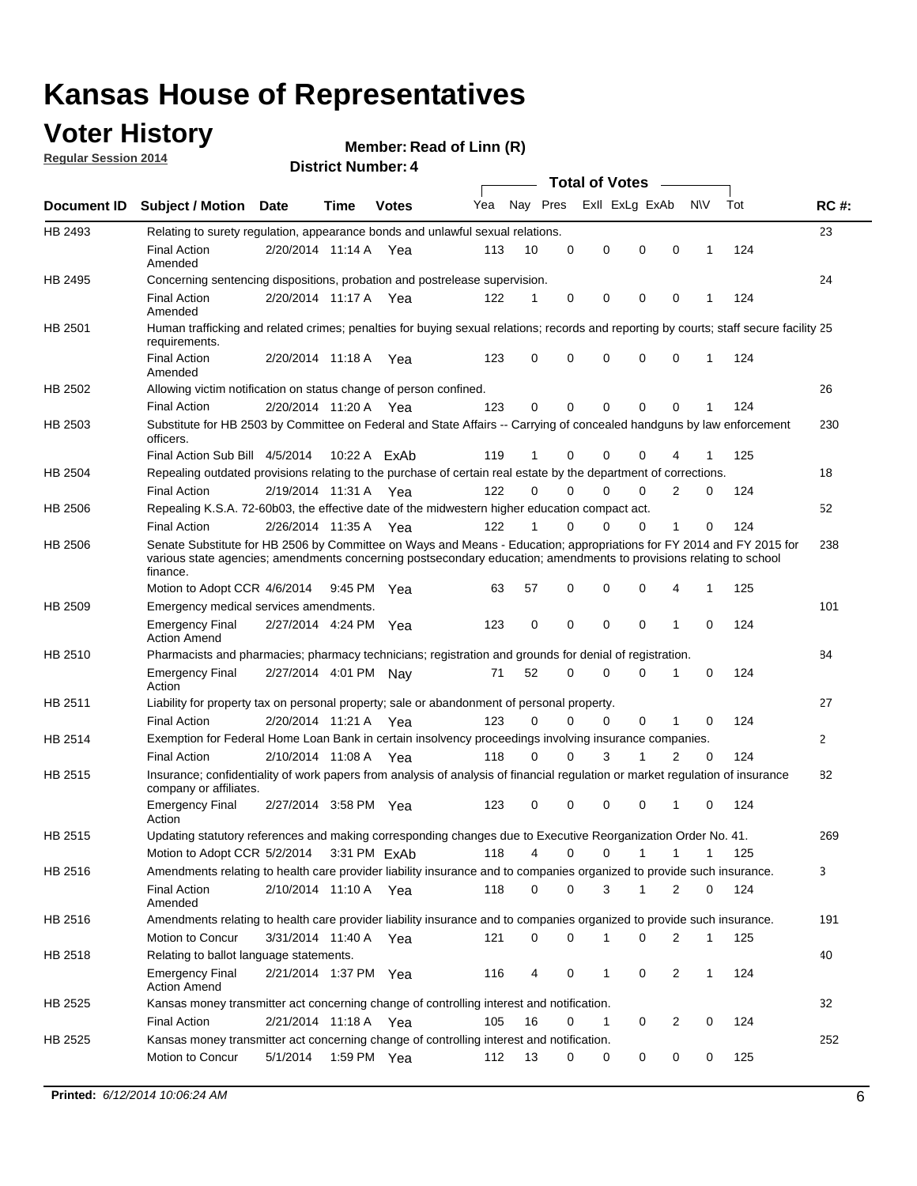# Kansas House of Representatives

## Voter History

**Regular Session 2014**

**Member: Read of Linn (R)**

**District Number: 4**

| Document ID | Subject / Motion | Date | Time | Votes | Yea | Nay | Pres | ExII | ExLg | ExAb | N\V | Tot | RC #: |
|---|---|---|---|---|---|---|---|---|---|---|---|---|---|
| HB 2493 | Relating to surety regulation, appearance bonds and unlawful sexual relations. | | | | | | | | | | | | 23 |
| | Final Action Amended | 2/20/2014 | 11:14 A | Yea | 113 | 10 | 0 | 0 | 0 | 0 | 1 | 124 | |
| HB 2495 | Concerning sentencing dispositions, probation and postrelease supervision. | | | | | | | | | | | | 24 |
| | Final Action Amended | 2/20/2014 | 11:17 A | Yea | 122 | 1 | 0 | 0 | 0 | 0 | 1 | 124 | |
| HB 2501 | Human trafficking and related crimes; penalties for buying sexual relations; records and reporting by courts; staff secure facility requirements. | | | | | | | | | | | | 25 |
| | Final Action Amended | 2/20/2014 | 11:18 A | Yea | 123 | 0 | 0 | 0 | 0 | 0 | 1 | 124 | |
| HB 2502 | Allowing victim notification on status change of person confined. | | | | | | | | | | | | 26 |
| | Final Action | 2/20/2014 | 11:20 A | Yea | 123 | 0 | 0 | 0 | 0 | 0 | 1 | 124 | |
| HB 2503 | Substitute for HB 2503 by Committee on Federal and State Affairs -- Carrying of concealed handguns by law enforcement officers. | | | | | | | | | | | | 230 |
| | Final Action Sub Bill | 4/5/2014 | 10:22 A | ExAb | 119 | 1 | 0 | 0 | 0 | 4 | 1 | 125 | |
| HB 2504 | Repealing outdated provisions relating to the purchase of certain real estate by the department of corrections. | | | | | | | | | | | | 18 |
| | Final Action | 2/19/2014 | 11:31 A | Yea | 122 | 0 | 0 | 0 | 0 | 2 | 0 | 124 | |
| HB 2506 | Repealing K.S.A. 72-60b03, the effective date of the midwestern higher education compact act. | | | | | | | | | | | | 52 |
| | Final Action | 2/26/2014 | 11:35 A | Yea | 122 | 1 | 0 | 0 | 0 | 1 | 0 | 124 | |
| HB 2506 | Senate Substitute for HB 2506 by Committee on Ways and Means - Education; appropriations for FY 2014 and FY 2015 for various state agencies; amendments concerning postsecondary education; amendments to provisions relating to school finance. | | | | | | | | | | | | 238 |
| | Motion to Adopt CCR | 4/6/2014 | 9:45 PM | Yea | 63 | 57 | 0 | 0 | 0 | 4 | 1 | 125 | |
| HB 2509 | Emergency medical services amendments. | | | | | | | | | | | | 101 |
| | Emergency Final Action Amend | 2/27/2014 | 4:24 PM | Yea | 123 | 0 | 0 | 0 | 0 | 1 | 0 | 124 | |
| HB 2510 | Pharmacists and pharmacies; pharmacy technicians; registration and grounds for denial of registration. | | | | | | | | | | | | 84 |
| | Emergency Final Action | 2/27/2014 | 4:01 PM | Nay | 71 | 52 | 0 | 0 | 0 | 1 | 0 | 124 | |
| HB 2511 | Liability for property tax on personal property; sale or abandonment of personal property. | | | | | | | | | | | | 27 |
| | Final Action | 2/20/2014 | 11:21 A | Yea | 123 | 0 | 0 | 0 | 0 | 1 | 0 | 124 | |
| HB 2514 | Exemption for Federal Home Loan Bank in certain insolvency proceedings involving insurance companies. | | | | | | | | | | | | 2 |
| | Final Action | 2/10/2014 | 11:08 A | Yea | 118 | 0 | 0 | 3 | 1 | 2 | 0 | 124 | |
| HB 2515 | Insurance; confidentiality of work papers from analysis of analysis of financial regulation or market regulation of insurance company or affiliates. | | | | | | | | | | | | 82 |
| | Emergency Final Action | 2/27/2014 | 3:58 PM | Yea | 123 | 0 | 0 | 0 | 0 | 1 | 0 | 124 | |
| HB 2515 | Updating statutory references and making corresponding changes due to Executive Reorganization Order No. 41. | | | | | | | | | | | | 269 |
| | Motion to Adopt CCR | 5/2/2014 | 3:31 PM | ExAb | 118 | 4 | 0 | 0 | 1 | 1 | 1 | 125 | |
| HB 2516 | Amendments relating to health care provider liability insurance and to companies organized to provide such insurance. | | | | | | | | | | | | 3 |
| | Final Action Amended | 2/10/2014 | 11:10 A | Yea | 118 | 0 | 0 | 3 | 1 | 2 | 0 | 124 | |
| HB 2516 | Amendments relating to health care provider liability insurance and to companies organized to provide such insurance. | | | | | | | | | | | | 191 |
| | Motion to Concur | 3/31/2014 | 11:40 A | Yea | 121 | 0 | 0 | 1 | 0 | 2 | 1 | 125 | |
| HB 2518 | Relating to ballot language statements. | | | | | | | | | | | | 40 |
| | Emergency Final Action Amend | 2/21/2014 | 1:37 PM | Yea | 116 | 4 | 0 | 1 | 0 | 2 | 1 | 124 | |
| HB 2525 | Kansas money transmitter act concerning change of controlling interest and notification. | | | | | | | | | | | | 32 |
| | Final Action | 2/21/2014 | 11:18 A | Yea | 105 | 16 | 0 | 1 | 0 | 2 | 0 | 124 | |
| HB 2525 | Kansas money transmitter act concerning change of controlling interest and notification. | | | | | | | | | | | | 252 |
| | Motion to Concur | 5/1/2014 | 1:59 PM | Yea | 112 | 13 | 0 | 0 | 0 | 0 | 0 | 125 | |

**Printed:** *6/12/2014 10:06:24 AM*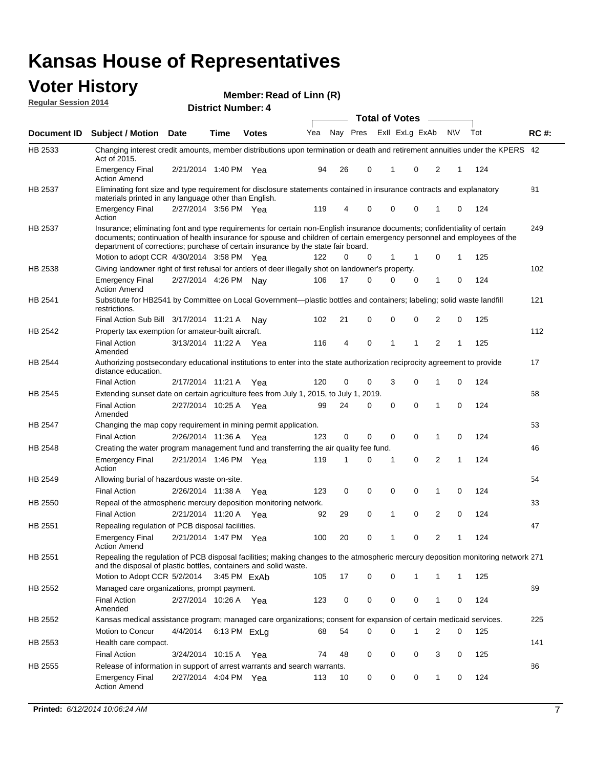# Kansas House of Representatives

## Voter History

**Regular Session 2014**

**Member: Read of Linn (R)**

**District Number: 4**

| Document ID | Subject / Motion | Date | Time | Votes | Yea | Nay | Pres | ExII | ExLg | ExAb | N\V | Tot | RC #: |
|---|---|---|---|---|---|---|---|---|---|---|---|---|---|
| HB 2533 | Changing interest credit amounts, member distributions upon termination or death and retirement annuities under the KPERS Act of 2015. | | | | | | | | | | | | 42 |
| | Emergency Final Action Amend | 2/21/2014 | 1:40 PM | Yea | 94 | 26 | 0 | 1 | 0 | 2 | 1 | 124 | |
| HB 2537 | Eliminating font size and type requirement for disclosure statements contained in insurance contracts and explanatory materials printed in any language other than English. | | | | | | | | | | | | 81 |
| | Emergency Final Action | 2/27/2014 | 3:56 PM | Yea | 119 | 4 | 0 | 0 | 0 | 1 | 0 | 124 | |
| HB 2537 | Insurance; eliminating font and type requirements for certain non-English insurance documents; confidentiality of certain documents; continuation of health insurance for spouse and children of certain emergency personnel and employees of the department of corrections; purchase of certain insurance by the state fair board. | | | | | | | | | | | | 249 |
| | Motion to adopt CCR | 4/30/2014 | 3:58 PM | Yea | 122 | 0 | 0 | 1 | 1 | 0 | 1 | 125 | |
| HB 2538 | Giving landowner right of first refusal for antlers of deer illegally shot on landowner's property. | | | | | | | | | | | | 102 |
| | Emergency Final Action Amend | 2/27/2014 | 4:26 PM | Nay | 106 | 17 | 0 | 0 | 0 | 1 | 0 | 124 | |
| HB 2541 | Substitute for HB2541 by Committee on Local Government—plastic bottles and containers; labeling; solid waste landfill restrictions. | | | | | | | | | | | | 121 |
| | Final Action Sub Bill | 3/17/2014 | 11:21 A | Nay | 102 | 21 | 0 | 0 | 0 | 2 | 0 | 125 | |
| HB 2542 | Property tax exemption for amateur-built aircraft. | | | | | | | | | | | | 112 |
| | Final Action Amended | 3/13/2014 | 11:22 A | Yea | 116 | 4 | 0 | 1 | 1 | 2 | 1 | 125 | |
| HB 2544 | Authorizing postsecondary educational institutions to enter into the state authorization reciprocity agreement to provide distance education. | | | | | | | | | | | | 17 |
| | Final Action | 2/17/2014 | 11:21 A | Yea | 120 | 0 | 0 | 3 | 0 | 1 | 0 | 124 | |
| HB 2545 | Extending sunset date on certain agriculture fees from July 1, 2015, to July 1, 2019. | | | | | | | | | | | | 68 |
| | Final Action Amended | 2/27/2014 | 10:25 A | Yea | 99 | 24 | 0 | 0 | 0 | 1 | 0 | 124 | |
| HB 2547 | Changing the map copy requirement in mining permit application. | | | | | | | | | | | | 53 |
| | Final Action | 2/26/2014 | 11:36 A | Yea | 123 | 0 | 0 | 0 | 0 | 1 | 0 | 124 | |
| HB 2548 | Creating the water program management fund and transferring the air quality fee fund. | | | | | | | | | | | | 46 |
| | Emergency Final Action | 2/21/2014 | 1:46 PM | Yea | 119 | 1 | 0 | 1 | 0 | 2 | 1 | 124 | |
| HB 2549 | Allowing burial of hazardous waste on-site. | | | | | | | | | | | | 54 |
| | Final Action | 2/26/2014 | 11:38 A | Yea | 123 | 0 | 0 | 0 | 0 | 1 | 0 | 124 | |
| HB 2550 | Repeal of the atmospheric mercury deposition monitoring network. | | | | | | | | | | | | 33 |
| | Final Action | 2/21/2014 | 11:20 A | Yea | 92 | 29 | 0 | 1 | 0 | 2 | 0 | 124 | |
| HB 2551 | Repealing regulation of PCB disposal facilities. | | | | | | | | | | | | 47 |
| | Emergency Final Action Amend | 2/21/2014 | 1:47 PM | Yea | 100 | 20 | 0 | 1 | 0 | 2 | 1 | 124 | |
| HB 2551 | Repealing the regulation of PCB disposal facilities; making changes to the atmospheric mercury deposition monitoring network and the disposal of plastic bottles, containers and solid waste. | | | | | | | | | | | | 271 |
| | Motion to Adopt CCR | 5/2/2014 | 3:45 PM | ExAb | 105 | 17 | 0 | 0 | 1 | 1 | 1 | 125 | |
| HB 2552 | Managed care organizations, prompt payment. | | | | | | | | | | | | 69 |
| | Final Action Amended | 2/27/2014 | 10:26 A | Yea | 123 | 0 | 0 | 0 | 0 | 1 | 0 | 124 | |
| HB 2552 | Kansas medical assistance program; managed care organizations; consent for expansion of certain medicaid services. | | | | | | | | | | | | 225 |
| | Motion to Concur | 4/4/2014 | 6:13 PM | ExLg | 68 | 54 | 0 | 0 | 1 | 2 | 0 | 125 | |
| HB 2553 | Health care compact. | | | | | | | | | | | | 141 |
| | Final Action | 3/24/2014 | 10:15 A | Yea | 74 | 48 | 0 | 0 | 0 | 3 | 0 | 125 | |
| HB 2555 | Release of information in support of arrest warrants and search warrants. | | | | | | | | | | | | 86 |
| | Emergency Final Action Amend | 2/27/2014 | 4:04 PM | Yea | 113 | 10 | 0 | 0 | 0 | 1 | 0 | 124 | |

**Printed:** *6/12/2014 10:06:24 AM*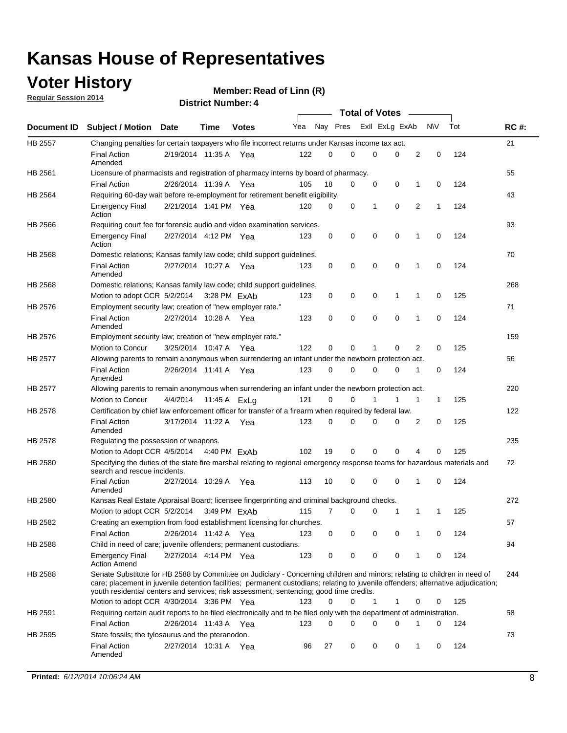# Kansas House of Representatives

## Voter History

**Regular Session 2014**

**Member: Read of Linn (R)**

**District Number: 4**

| Document ID | Subject / Motion | Date | Time | Votes | Yea | Nay | Pres | ExII | ExLg | ExAb | N\V | Tot | RC #: |
|---|---|---|---|---|---|---|---|---|---|---|---|---|---|
| HB 2557 | Changing penalties for certain taxpayers who file incorrect returns under Kansas income tax act. | | | | | | | | | | | | 21 |
| | Final Action Amended | 2/19/2014 | 11:35 A | Yea | 122 | 0 | 0 | 0 | 0 | 2 | 0 | 124 | |
| HB 2561 | Licensure of pharmacists and registration of pharmacy interns by board of pharmacy. | | | | | | | | | | | | 55 |
| | Final Action | 2/26/2014 | 11:39 A | Yea | 105 | 18 | 0 | 0 | 0 | 1 | 0 | 124 | |
| HB 2564 | Requiring 60-day wait before re-employment for retirement benefit eligibility. | | | | | | | | | | | | 43 |
| | Emergency Final Action | 2/21/2014 | 1:41 PM | Yea | 120 | 0 | 0 | 1 | 0 | 2 | 1 | 124 | |
| HB 2566 | Requiring court fee for forensic audio and video examination services. | | | | | | | | | | | | 93 |
| | Emergency Final Action | 2/27/2014 | 4:12 PM | Yea | 123 | 0 | 0 | 0 | 0 | 1 | 0 | 124 | |
| HB 2568 | Domestic relations; Kansas family law code; child support guidelines. | | | | | | | | | | | | 70 |
| | Final Action Amended | 2/27/2014 | 10:27 A | Yea | 123 | 0 | 0 | 0 | 0 | 1 | 0 | 124 | |
| HB 2568 | Domestic relations; Kansas family law code; child support guidelines. | | | | | | | | | | | | 268 |
| | Motion to adopt CCR | 5/2/2014 | 3:28 PM | ExAb | 123 | 0 | 0 | 0 | 1 | 1 | 0 | 125 | |
| HB 2576 | Employment security law; creation of "new employer rate." | | | | | | | | | | | | 71 |
| | Final Action Amended | 2/27/2014 | 10:28 A | Yea | 123 | 0 | 0 | 0 | 0 | 1 | 0 | 124 | |
| HB 2576 | Employment security law; creation of "new employer rate." | | | | | | | | | | | | 159 |
| | Motion to Concur | 3/25/2014 | 10:47 A | Yea | 122 | 0 | 0 | 1 | 0 | 2 | 0 | 125 | |
| HB 2577 | Allowing parents to remain anonymous when surrendering an infant under the newborn protection act. | | | | | | | | | | | | 56 |
| | Final Action Amended | 2/26/2014 | 11:41 A | Yea | 123 | 0 | 0 | 0 | 0 | 1 | 0 | 124 | |
| HB 2577 | Allowing parents to remain anonymous when surrendering an infant under the newborn protection act. | | | | | | | | | | | | 220 |
| | Motion to Concur | 4/4/2014 | 11:45 A | ExLg | 121 | 0 | 0 | 1 | 1 | 1 | 1 | 125 | |
| HB 2578 | Certification by chief law enforcement officer for transfer of a firearm when required by federal law. | | | | | | | | | | | | 122 |
| | Final Action Amended | 3/17/2014 | 11:22 A | Yea | 123 | 0 | 0 | 0 | 0 | 2 | 0 | 125 | |
| HB 2578 | Regulating the possession of weapons. | | | | | | | | | | | | 235 |
| | Motion to Adopt CCR | 4/5/2014 | 4:40 PM | ExAb | 102 | 19 | 0 | 0 | 0 | 4 | 0 | 125 | |
| HB 2580 | Specifying the duties of the state fire marshal relating to regional emergency response teams for hazardous materials and search and rescue incidents. | | | | | | | | | | | | 72 |
| | Final Action Amended | 2/27/2014 | 10:29 A | Yea | 113 | 10 | 0 | 0 | 0 | 1 | 0 | 124 | |
| HB 2580 | Kansas Real Estate Appraisal Board; licensee fingerprinting and criminal background checks. | | | | | | | | | | | | 272 |
| | Motion to adopt CCR | 5/2/2014 | 3:49 PM | ExAb | 115 | 7 | 0 | 0 | 1 | 1 | 1 | 125 | |
| HB 2582 | Creating an exemption from food establishment licensing for churches. | | | | | | | | | | | | 57 |
| | Final Action | 2/26/2014 | 11:42 A | Yea | 123 | 0 | 0 | 0 | 0 | 1 | 0 | 124 | |
| HB 2588 | Child in need of care; juvenile offenders; permanent custodians. | | | | | | | | | | | | 94 |
| | Emergency Final Action Amend | 2/27/2014 | 4:14 PM | Yea | 123 | 0 | 0 | 0 | 0 | 1 | 0 | 124 | |
| HB 2588 | Senate Substitute for HB 2588 by Committee on Judiciary - Concerning children and minors; relating to children in need of care; placement in juvenile detention facilities; permanent custodians; relating to juvenile offenders; alternative adjudication; youth residential centers and services; risk assessment; sentencing; good time credits. | | | | | | | | | | | | 244 |
| | Motion to adopt CCR | 4/30/2014 | 3:36 PM | Yea | 123 | 0 | 0 | 1 | 1 | 0 | 0 | 125 | |
| HB 2591 | Requiring certain audit reports to be filed electronically and to be filed only with the department of administration. | | | | | | | | | | | | 58 |
| | Final Action | 2/26/2014 | 11:43 A | Yea | 123 | 0 | 0 | 0 | 0 | 1 | 0 | 124 | |
| HB 2595 | State fossils; the tylosaurus and the pteranodon. | | | | | | | | | | | | 73 |
| | Final Action Amended | 2/27/2014 | 10:31 A | Yea | 96 | 27 | 0 | 0 | 0 | 1 | 0 | 124 | |

**Printed:** *6/12/2014 10:06:24 AM*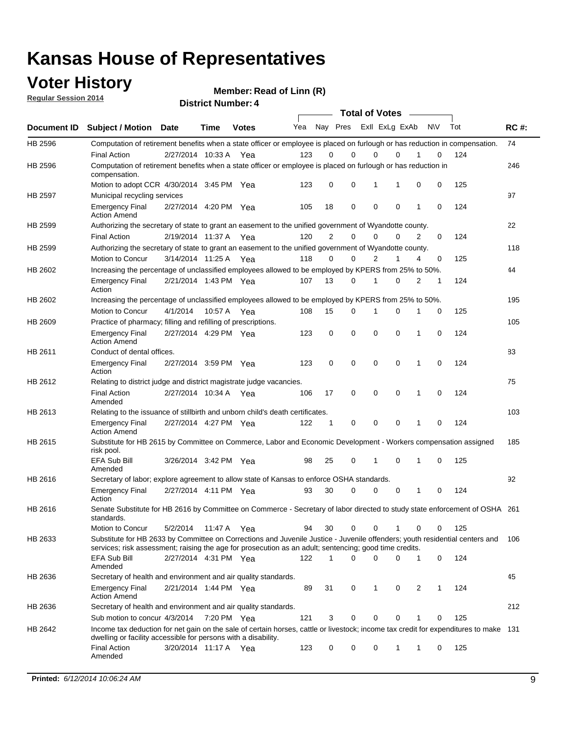# Kansas House of Representatives

## Voter History

**Regular Session 2014**

**Member: Read of Linn (R)**

**District Number: 4**

| Document ID | Subject / Motion | Date | Time | Votes | Yea | Nay | Pres | ExII | ExLg | ExAb | N\V | Tot | RC #: |
|---|---|---|---|---|---|---|---|---|---|---|---|---|---|
| HB 2596 | Computation of retirement benefits when a state officer or employee is placed on furlough or has reduction in compensation. | | | | | | | | | | | | 74 |
| | Final Action | 2/27/2014 | 10:33 A | Yea | 123 | 0 | 0 | 0 | 0 | 1 | 0 | 124 | |
| HB 2596 | Computation of retirement benefits when a state officer or employee is placed on furlough or has reduction in compensation. | | | | | | | | | | | | 246 |
| | Motion to adopt CCR | 4/30/2014 | 3:45 PM | Yea | 123 | 0 | 0 | 1 | 1 | 0 | 0 | 125 | |
| HB 2597 | Municipal recycling services | | | | | | | | | | | | 97 |
| | Emergency Final Action Amend | 2/27/2014 | 4:20 PM | Yea | 105 | 18 | 0 | 0 | 0 | 1 | 0 | 124 | |
| HB 2599 | Authorizing the secretary of state to grant an easement to the unified government of Wyandotte county. | | | | | | | | | | | | 22 |
| | Final Action | 2/19/2014 | 11:37 A | Yea | 120 | 2 | 0 | 0 | 0 | 2 | 0 | 124 | |
| HB 2599 | Authorizing the secretary of state to grant an easement to the unified government of Wyandotte county. | | | | | | | | | | | | 118 |
| | Motion to Concur | 3/14/2014 | 11:25 A | Yea | 118 | 0 | 0 | 2 | 1 | 4 | 0 | 125 | |
| HB 2602 | Increasing the percentage of unclassified employees allowed to be employed by KPERS from 25% to 50%. | | | | | | | | | | | | 44 |
| | Emergency Final Action | 2/21/2014 | 1:43 PM | Yea | 107 | 13 | 0 | 1 | 0 | 2 | 1 | 124 | |
| HB 2602 | Increasing the percentage of unclassified employees allowed to be employed by KPERS from 25% to 50%. | | | | | | | | | | | | 195 |
| | Motion to Concur | 4/1/2014 | 10:57 A | Yea | 108 | 15 | 0 | 1 | 0 | 1 | 0 | 125 | |
| HB 2609 | Practice of pharmacy; filling and refilling of prescriptions. | | | | | | | | | | | | 105 |
| | Emergency Final Action Amend | 2/27/2014 | 4:29 PM | Yea | 123 | 0 | 0 | 0 | 0 | 1 | 0 | 124 | |
| HB 2611 | Conduct of dental offices. | | | | | | | | | | | | 83 |
| | Emergency Final Action | 2/27/2014 | 3:59 PM | Yea | 123 | 0 | 0 | 0 | 0 | 1 | 0 | 124 | |
| HB 2612 | Relating to district judge and district magistrate judge vacancies. | | | | | | | | | | | | 75 |
| | Final Action Amended | 2/27/2014 | 10:34 A | Yea | 106 | 17 | 0 | 0 | 0 | 1 | 0 | 124 | |
| HB 2613 | Relating to the issuance of stillbirth and unborn child's death certificates. | | | | | | | | | | | | 103 |
| | Emergency Final Action Amend | 2/27/2014 | 4:27 PM | Yea | 122 | 1 | 0 | 0 | 0 | 1 | 0 | 124 | |
| HB 2615 | Substitute for HB 2615 by Committee on Commerce, Labor and Economic Development - Workers compensation assigned risk pool. | | | | | | | | | | | | 185 |
| | EFA Sub Bill Amended | 3/26/2014 | 3:42 PM | Yea | 98 | 25 | 0 | 1 | 0 | 1 | 0 | 125 | |
| HB 2616 | Secretary of labor; explore agreement to allow state of Kansas to enforce OSHA standards. | | | | | | | | | | | | 92 |
| | Emergency Final Action | 2/27/2014 | 4:11 PM | Yea | 93 | 30 | 0 | 0 | 0 | 1 | 0 | 124 | |
| HB 2616 | Senate Substitute for HB 2616 by Committee on Commerce - Secretary of labor directed to study state enforcement of OSHA standards. | | | | | | | | | | | | 261 |
| | Motion to Concur | 5/2/2014 | 11:47 A | Yea | 94 | 30 | 0 | 0 | 1 | 0 | 0 | 125 | |
| HB 2633 | Substitute for HB 2633 by Committee on Corrections and Juvenile Justice - Juvenile offenders; youth residential centers and services; risk assessment; raising the age for prosecution as an adult; sentencing; good time credits. | | | | | | | | | | | | 106 |
| | EFA Sub Bill Amended | 2/27/2014 | 4:31 PM | Yea | 122 | 1 | 0 | 0 | 0 | 1 | 0 | 124 | |
| HB 2636 | Secretary of health and environment and air quality standards. | | | | | | | | | | | | 45 |
| | Emergency Final Action Amend | 2/21/2014 | 1:44 PM | Yea | 89 | 31 | 0 | 1 | 0 | 2 | 1 | 124 | |
| HB 2636 | Secretary of health and environment and air quality standards. | | | | | | | | | | | | 212 |
| | Sub motion to concur | 4/3/2014 | 7:20 PM | Yea | 121 | 3 | 0 | 0 | 0 | 1 | 0 | 125 | |
| HB 2642 | Income tax deduction for net gain on the sale of certain horses, cattle or livestock; income tax credit for expenditures to make dwelling or facility accessible for persons with a disability. | | | | | | | | | | | | 131 |
| | Final Action Amended | 3/20/2014 | 11:17 A | Yea | 123 | 0 | 0 | 0 | 1 | 1 | 0 | 125 | |

**Printed:** *6/12/2014 10:06:24 AM*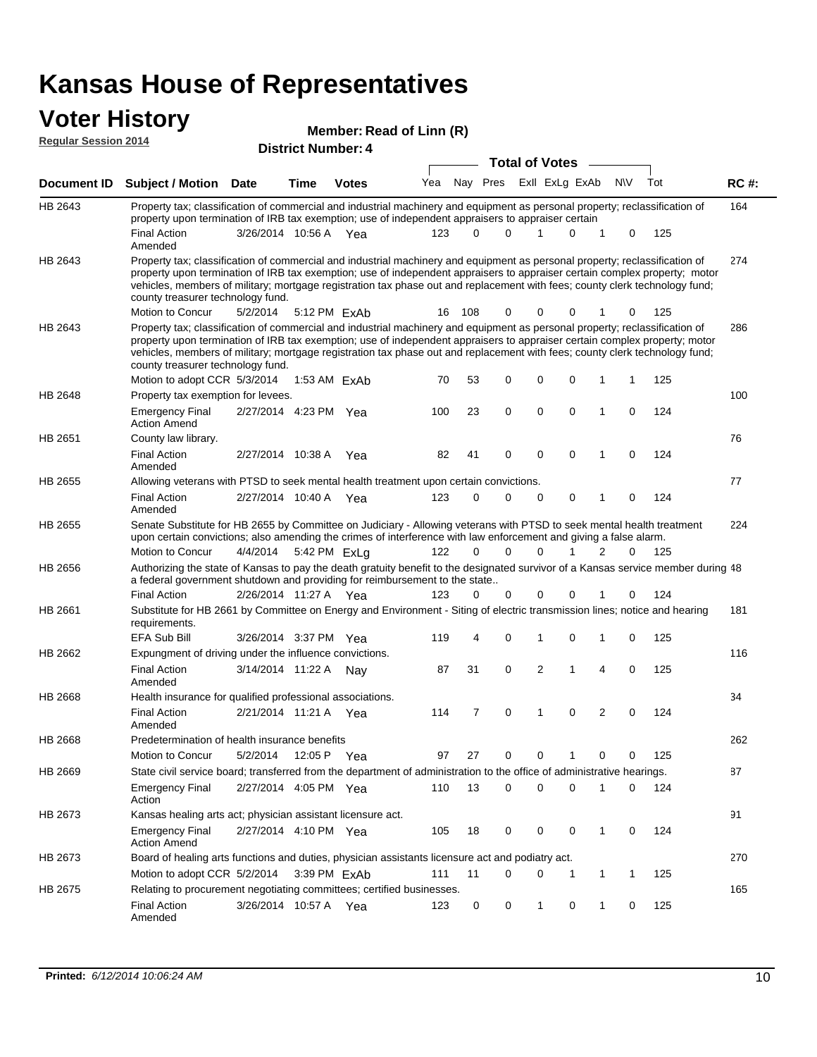# Kansas House of Representatives

## Voter History

**Regular Session 2014**

**Member: Read of Linn (R)**

**District Number: 4**

| Document ID | Subject / Motion | Date | Time | Votes | Yea | Nay | Pres | ExII | ExLg | ExAb | N\V | Tot | RC #: |
|---|---|---|---|---|---|---|---|---|---|---|---|---|---|
| HB 2643 | Property tax; classification of commercial and industrial machinery and equipment as personal property; reclassification of property upon termination of IRB tax exemption; use of independent appraisers to appraiser certain | | | | | | | | | | | | 164 |
| | Final Action Amended | 3/26/2014 | 10:56 A | Yea | 123 | 0 | 0 | 1 | 0 | 1 | 0 | 125 | |
| HB 2643 | Property tax; classification of commercial and industrial machinery and equipment as personal property; reclassification of property upon termination of IRB tax exemption; use of independent appraisers to appraiser certain complex property; motor vehicles, members of military; mortgage registration tax phase out and replacement with fees; county clerk technology fund; county treasurer technology fund. | | | | | | | | | | | | 274 |
| | Motion to Concur | 5/2/2014 | 5:12 PM | ExAb | 16 | 108 | 0 | 0 | 0 | 1 | 0 | 125 | |
| HB 2643 | Property tax; classification of commercial and industrial machinery and equipment as personal property; reclassification of property upon termination of IRB tax exemption; use of independent appraisers to appraiser certain complex property; motor vehicles, members of military; mortgage registration tax phase out and replacement with fees; county clerk technology fund; county treasurer technology fund. | | | | | | | | | | | | 286 |
| | Motion to adopt CCR | 5/3/2014 | 1:53 AM | ExAb | 70 | 53 | 0 | 0 | 0 | 1 | 1 | 125 | |
| HB 2648 | Property tax exemption for levees. | | | | | | | | | | | | 100 |
| | Emergency Final Action Amend | 2/27/2014 | 4:23 PM | Yea | 100 | 23 | 0 | 0 | 0 | 1 | 0 | 124 | |
| HB 2651 | County law library. | | | | | | | | | | | | 76 |
| | Final Action Amended | 2/27/2014 | 10:38 A | Yea | 82 | 41 | 0 | 0 | 0 | 1 | 0 | 124 | |
| HB 2655 | Allowing veterans with PTSD to seek mental health treatment upon certain convictions. | | | | | | | | | | | | 77 |
| | Final Action Amended | 2/27/2014 | 10:40 A | Yea | 123 | 0 | 0 | 0 | 0 | 1 | 0 | 124 | |
| HB 2655 | Senate Substitute for HB 2655 by Committee on Judiciary - Allowing veterans with PTSD to seek mental health treatment upon certain convictions; also amending the crimes of interference with law enforcement and giving a false alarm. | | | | | | | | | | | | 224 |
| | Motion to Concur | 4/4/2014 | 5:42 PM | ExLg | 122 | 0 | 0 | 0 | 1 | 2 | 0 | 125 | |
| HB 2656 | Authorizing the state of Kansas to pay the death gratuity benefit to the designated survivor of a Kansas service member during a federal government shutdown and providing for reimbursement to the state.. | | | | | | | | | | | | 48 |
| | Final Action | 2/26/2014 | 11:27 A | Yea | 123 | 0 | 0 | 0 | 0 | 1 | 0 | 124 | |
| HB 2661 | Substitute for HB 2661 by Committee on Energy and Environment - Siting of electric transmission lines; notice and hearing requirements. | | | | | | | | | | | | 181 |
| | EFA Sub Bill | 3/26/2014 | 3:37 PM | Yea | 119 | 4 | 0 | 1 | 0 | 1 | 0 | 125 | |
| HB 2662 | Expungment of driving under the influence convictions. | | | | | | | | | | | | 116 |
| | Final Action Amended | 3/14/2014 | 11:22 A | Nay | 87 | 31 | 0 | 2 | 1 | 4 | 0 | 125 | |
| HB 2668 | Health insurance for qualified professional associations. | | | | | | | | | | | | 34 |
| | Final Action Amended | 2/21/2014 | 11:21 A | Yea | 114 | 7 | 0 | 1 | 0 | 2 | 0 | 124 | |
| HB 2668 | Predetermination of health insurance benefits | | | | | | | | | | | | 262 |
| | Motion to Concur | 5/2/2014 | 12:05 P | Yea | 97 | 27 | 0 | 0 | 1 | 0 | 0 | 125 | |
| HB 2669 | State civil service board; transferred from the department of administration to the office of administrative hearings. | | | | | | | | | | | | 87 |
| | Emergency Final Action | 2/27/2014 | 4:05 PM | Yea | 110 | 13 | 0 | 0 | 0 | 1 | 0 | 124 | |
| HB 2673 | Kansas healing arts act; physician assistant licensure act. | | | | | | | | | | | | 91 |
| | Emergency Final Action Amend | 2/27/2014 | 4:10 PM | Yea | 105 | 18 | 0 | 0 | 0 | 1 | 0 | 124 | |
| HB 2673 | Board of healing arts functions and duties, physician assistants licensure act and podiatry act. | | | | | | | | | | | | 270 |
| | Motion to adopt CCR | 5/2/2014 | 3:39 PM | ExAb | 111 | 11 | 0 | 0 | 1 | 1 | 1 | 125 | |
| HB 2675 | Relating to procurement negotiating committees; certified businesses. | | | | | | | | | | | | 165 |
| | Final Action Amended | 3/26/2014 | 10:57 A | Yea | 123 | 0 | 0 | 1 | 0 | 1 | 0 | 125 | |

**Printed:** *6/12/2014 10:06:24 AM*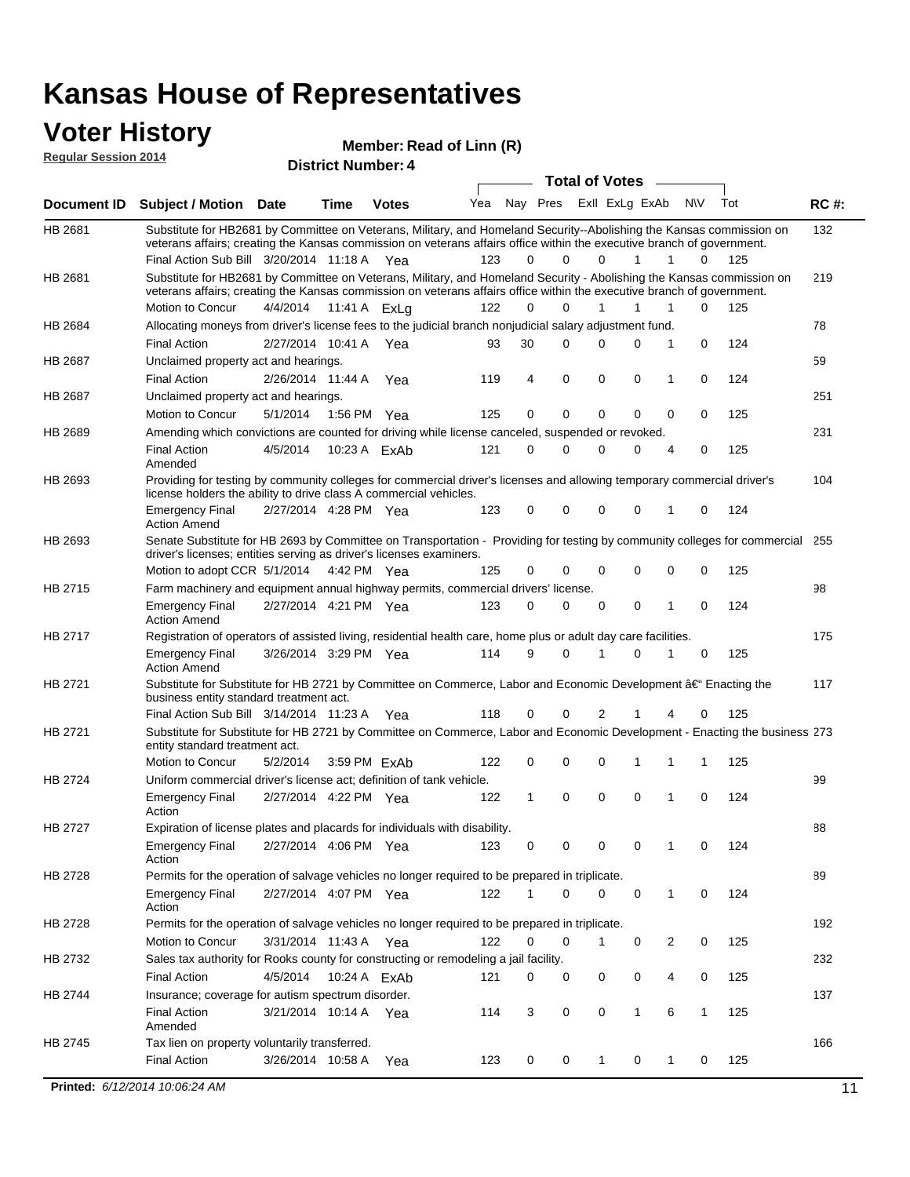# Kansas House of Representatives

## Voter History

**Regular Session 2014**

**Member: Read of Linn (R)**

**District Number: 4**

| Document ID | Subject / Motion | Date | Time | Votes | Yea | Nay | Pres | ExII | ExLg | ExAb | N\V | Tot | RC #: |
|---|---|---|---|---|---|---|---|---|---|---|---|---|---|
| HB 2681 | Substitute for HB2681 by Committee on Veterans, Military, and Homeland Security--Abolishing the Kansas commission on veterans affairs; creating the Kansas commission on veterans affairs office within the executive branch of government. | | | | | | | | | | | | 132 |
| | Final Action Sub Bill | 3/20/2014 | 11:18 A | Yea | 123 | 0 | 0 | 0 | 1 | 1 | 0 | 125 | |
| HB 2681 | Substitute for HB2681 by Committee on Veterans, Military, and Homeland Security - Abolishing the Kansas commission on veterans affairs; creating the Kansas commission on veterans affairs office within the executive branch of government. | | | | | | | | | | | | 219 |
| | Motion to Concur | 4/4/2014 | 11:41 A | ExLg | 122 | 0 | 0 | 1 | 1 | 1 | 0 | 125 | |
| HB 2684 | Allocating moneys from driver's license fees to the judicial branch nonjudicial salary adjustment fund. | | | | | | | | | | | | 78 |
| | Final Action | 2/27/2014 | 10:41 A | Yea | 93 | 30 | 0 | 0 | 0 | 1 | 0 | 124 | |
| HB 2687 | Unclaimed property act and hearings. | | | | | | | | | | | | 59 |
| | Final Action | 2/26/2014 | 11:44 A | Yea | 119 | 4 | 0 | 0 | 0 | 1 | 0 | 124 | |
| HB 2687 | Unclaimed property act and hearings. | | | | | | | | | | | | 251 |
| | Motion to Concur | 5/1/2014 | 1:56 PM | Yea | 125 | 0 | 0 | 0 | 0 | 0 | 0 | 125 | |
| HB 2689 | Amending which convictions are counted for driving while license canceled, suspended or revoked. | | | | | | | | | | | | 231 |
| | Final Action Amended | 4/5/2014 | 10:23 A | ExAb | 121 | 0 | 0 | 0 | 0 | 4 | 0 | 125 | |
| HB 2693 | Providing for testing by community colleges for commercial driver's licenses and allowing temporary commercial driver's license holders the ability to drive class A commercial vehicles. | | | | | | | | | | | | 104 |
| | Emergency Final Action Amend | 2/27/2014 | 4:28 PM | Yea | 123 | 0 | 0 | 0 | 0 | 1 | 0 | 124 | |
| HB 2693 | Senate Substitute for HB 2693 by Committee on Transportation - Providing for testing by community colleges for commercial driver's licenses; entities serving as driver's licenses examiners. | | | | | | | | | | | | 255 |
| | Motion to adopt CCR | 5/1/2014 | 4:42 PM | Yea | 125 | 0 | 0 | 0 | 0 | 0 | 0 | 125 | |
| HB 2715 | Farm machinery and equipment annual highway permits, commercial drivers' license. | | | | | | | | | | | | 98 |
| | Emergency Final Action Amend | 2/27/2014 | 4:21 PM | Yea | 123 | 0 | 0 | 0 | 0 | 1 | 0 | 124 | |
| HB 2717 | Registration of operators of assisted living, residential health care, home plus or adult day care facilities. | | | | | | | | | | | | 175 |
| | Emergency Final Action Amend | 3/26/2014 | 3:29 PM | Yea | 114 | 9 | 0 | 1 | 0 | 1 | 0 | 125 | |
| HB 2721 | Substitute for Substitute for HB 2721 by Committee on Commerce, Labor and Economic Development â€" Enacting the business entity standard treatment act. | | | | | | | | | | | | 117 |
| | Final Action Sub Bill | 3/14/2014 | 11:23 A | Yea | 118 | 0 | 0 | 2 | 1 | 4 | 0 | 125 | |
| HB 2721 | Substitute for Substitute for HB 2721 by Committee on Commerce, Labor and Economic Development - Enacting the business entity standard treatment act. | | | | | | | | | | | | 273 |
| | Motion to Concur | 5/2/2014 | 3:59 PM | ExAb | 122 | 0 | 0 | 0 | 1 | 1 | 1 | 125 | |
| HB 2724 | Uniform commercial driver's license act; definition of tank vehicle. | | | | | | | | | | | | 99 |
| | Emergency Final Action | 2/27/2014 | 4:22 PM | Yea | 122 | 1 | 0 | 0 | 0 | 1 | 0 | 124 | |
| HB 2727 | Expiration of license plates and placards for individuals with disability. | | | | | | | | | | | | 88 |
| | Emergency Final Action | 2/27/2014 | 4:06 PM | Yea | 123 | 0 | 0 | 0 | 0 | 1 | 0 | 124 | |
| HB 2728 | Permits for the operation of salvage vehicles no longer required to be prepared in triplicate. | | | | | | | | | | | | 89 |
| | Emergency Final Action | 2/27/2014 | 4:07 PM | Yea | 122 | 1 | 0 | 0 | 0 | 1 | 0 | 124 | |
| HB 2728 | Permits for the operation of salvage vehicles no longer required to be prepared in triplicate. | | | | | | | | | | | | 192 |
| | Motion to Concur | 3/31/2014 | 11:43 A | Yea | 122 | 0 | 0 | 1 | 0 | 2 | 0 | 125 | |
| HB 2732 | Sales tax authority for Rooks county for constructing or remodeling a jail facility. | | | | | | | | | | | | 232 |
| | Final Action | 4/5/2014 | 10:24 A | ExAb | 121 | 0 | 0 | 0 | 0 | 4 | 0 | 125 | |
| HB 2744 | Insurance; coverage for autism spectrum disorder. | | | | | | | | | | | | 137 |
| | Final Action Amended | 3/21/2014 | 10:14 A | Yea | 114 | 3 | 0 | 0 | 1 | 6 | 1 | 125 | |
| HB 2745 | Tax lien on property voluntarily transferred. | | | | | | | | | | | | 166 |
| | Final Action | 3/26/2014 | 10:58 A | Yea | 123 | 0 | 0 | 1 | 0 | 1 | 0 | 125 | |

**Printed:** *6/12/2014 10:06:24 AM*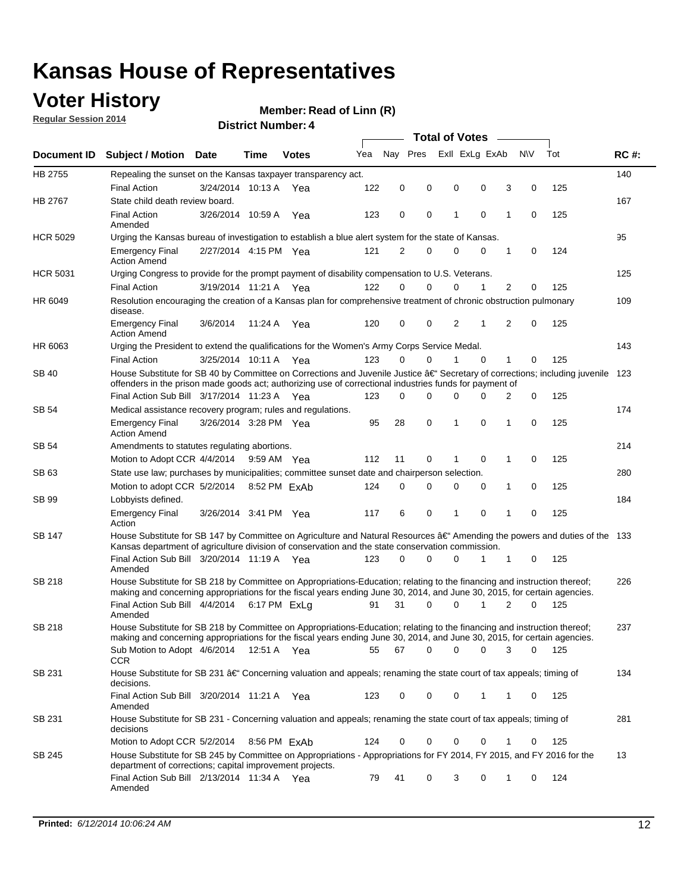# Kansas House of Representatives

## Voter History

**Regular Session 2014**

**Member: Read of Linn (R)**

**District Number: 4**

| Document ID | Subject / Motion | Date | Time | Votes | Yea | Nay | Pres | ExII | ExLg | ExAb | N\V | Tot | RC #: |
|---|---|---|---|---|---|---|---|---|---|---|---|---|---|
| HB 2755 | Repealing the sunset on the Kansas taxpayer transparency act. | | | | | | | | | | | | 140 |
| | Final Action | 3/24/2014 | 10:13 A | Yea | 122 | 0 | 0 | 0 | 0 | 3 | 0 | 125 | |
| HB 2767 | State child death review board. | | | | | | | | | | | | 167 |
| | Final Action Amended | 3/26/2014 | 10:59 A | Yea | 123 | 0 | 0 | 1 | 0 | 1 | 0 | 125 | |
| HCR 5029 | Urging the Kansas bureau of investigation to establish a blue alert system for the state of Kansas. | | | | | | | | | | | | 95 |
| | Emergency Final Action Amend | 2/27/2014 | 4:15 PM | Yea | 121 | 2 | 0 | 0 | 0 | 1 | 0 | 124 | |
| HCR 5031 | Urging Congress to provide for the prompt payment of disability compensation to U.S. Veterans. | | | | | | | | | | | | 125 |
| | Final Action | 3/19/2014 | 11:21 A | Yea | 122 | 0 | 0 | 0 | 1 | 2 | 0 | 125 | |
| HR 6049 | Resolution encouraging the creation of a Kansas plan for comprehensive treatment of chronic obstruction pulmonary disease. | | | | | | | | | | | | 109 |
| | Emergency Final Action Amend | 3/6/2014 | 11:24 A | Yea | 120 | 0 | 0 | 2 | 1 | 2 | 0 | 125 | |
| HR 6063 | Urging the President to extend the qualifications for the Women's Army Corps Service Medal. | | | | | | | | | | | | 143 |
| | Final Action | 3/25/2014 | 10:11 A | Yea | 123 | 0 | 0 | 1 | 0 | 1 | 0 | 125 | |
| SB 40 | House Substitute for SB 40 by Committee on Corrections and Juvenile Justice â€" Secretary of corrections; including juvenile offenders in the prison made goods act; authorizing use of correctional industries funds for payment of | | | | | | | | | | | | 123 |
| | Final Action Sub Bill | 3/17/2014 | 11:23 A | Yea | 123 | 0 | 0 | 0 | 0 | 2 | 0 | 125 | |
| SB 54 | Medical assistance recovery program; rules and regulations. | | | | | | | | | | | | 174 |
| | Emergency Final Action Amend | 3/26/2014 | 3:28 PM | Yea | 95 | 28 | 0 | 1 | 0 | 1 | 0 | 125 | |
| SB 54 | Amendments to statutes regulating abortions. | | | | | | | | | | | | 214 |
| | Motion to Adopt CCR | 4/4/2014 | 9:59 AM | Yea | 112 | 11 | 0 | 1 | 0 | 1 | 0 | 125 | |
| SB 63 | State use law; purchases by municipalities; committee sunset date and chairperson selection. | | | | | | | | | | | | 280 |
| | Motion to adopt CCR | 5/2/2014 | 8:52 PM | ExAb | 124 | 0 | 0 | 0 | 0 | 1 | 0 | 125 | |
| SB 99 | Lobbyists defined. | | | | | | | | | | | | 184 |
| | Emergency Final Action | 3/26/2014 | 3:41 PM | Yea | 117 | 6 | 0 | 1 | 0 | 1 | 0 | 125 | |
| SB 147 | House Substitute for SB 147 by Committee on Agriculture and Natural Resources â€" Amending the powers and duties of the Kansas department of agriculture division of conservation and the state conservation commission. | | | | | | | | | | | | 133 |
| | Final Action Sub Bill Amended | 3/20/2014 | 11:19 A | Yea | 123 | 0 | 0 | 0 | 1 | 1 | 0 | 125 | |
| SB 218 | House Substitute for SB 218 by Committee on Appropriations-Education; relating to the financing and instruction thereof; making and concerning appropriations for the fiscal years ending June 30, 2014, and June 30, 2015, for certain agencies. | | | | | | | | | | | | 226 |
| | Final Action Sub Bill Amended | 4/4/2014 | 6:17 PM | ExLg | 91 | 31 | 0 | 0 | 1 | 2 | 0 | 125 | |
| SB 218 | House Substitute for SB 218 by Committee on Appropriations-Education; relating to the financing and instruction thereof; making and concerning appropriations for the fiscal years ending June 30, 2014, and June 30, 2015, for certain agencies. | | | | | | | | | | | | 237 |
| | Sub Motion to Adopt CCR | 4/6/2014 | 12:51 A | Yea | 55 | 67 | 0 | 0 | 0 | 3 | 0 | 125 | |
| SB 231 | House Substitute for SB 231 â€" Concerning valuation and appeals; renaming the state court of tax appeals; timing of decisions. | | | | | | | | | | | | 134 |
| | Final Action Sub Bill Amended | 3/20/2014 | 11:21 A | Yea | 123 | 0 | 0 | 0 | 1 | 1 | 0 | 125 | |
| SB 231 | House Substitute for SB 231 - Concerning valuation and appeals; renaming the state court of tax appeals; timing of decisions | | | | | | | | | | | | 281 |
| | Motion to Adopt CCR | 5/2/2014 | 8:56 PM | ExAb | 124 | 0 | 0 | 0 | 0 | 1 | 0 | 125 | |
| SB 245 | House Substitute for SB 245 by Committee on Appropriations - Appropriations for FY 2014, FY 2015, and FY 2016 for the department of corrections; capital improvement projects. | | | | | | | | | | | | 13 |
| | Final Action Sub Bill Amended | 2/13/2014 | 11:34 A | Yea | 79 | 41 | 0 | 3 | 0 | 1 | 0 | 124 | |

**Printed:** *6/12/2014 10:06:24 AM*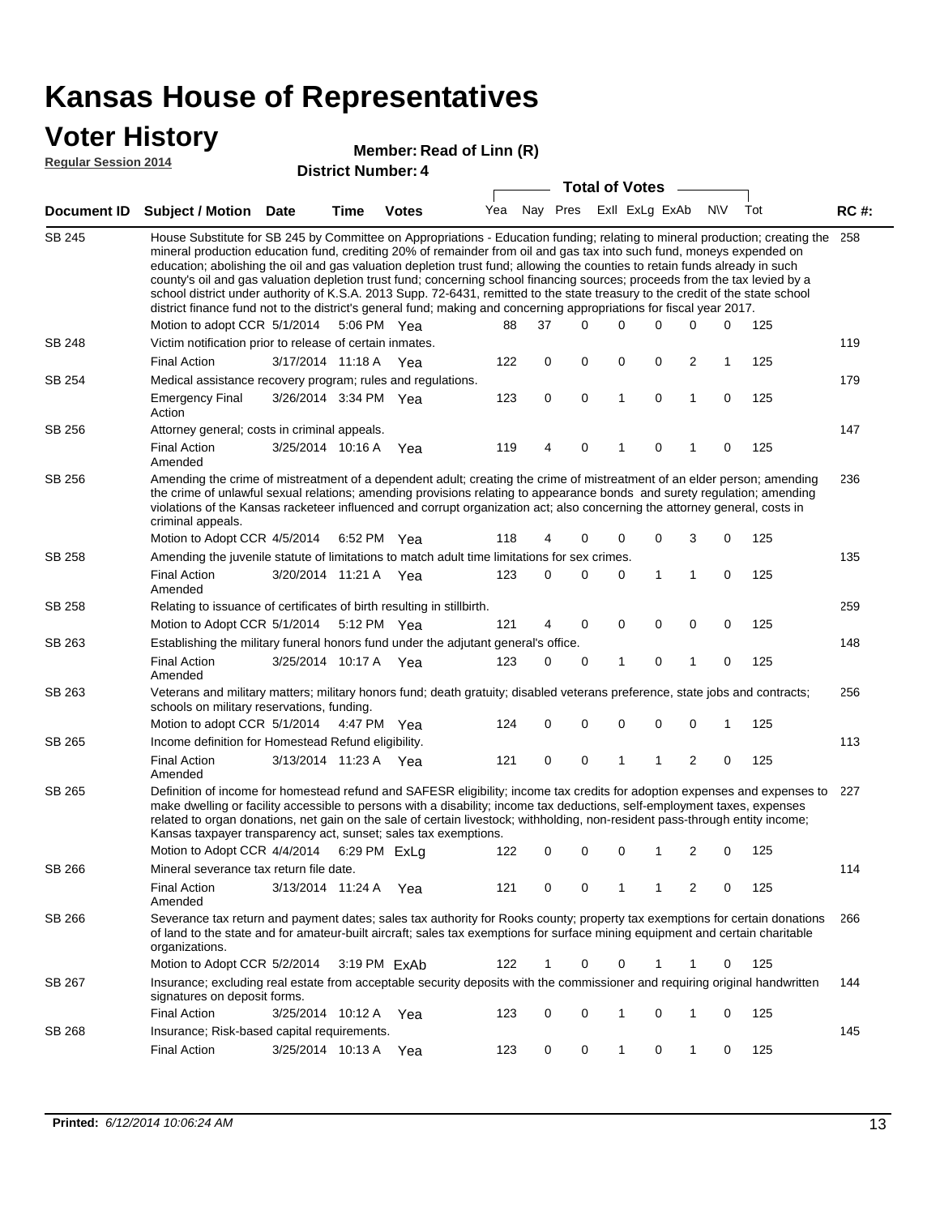# Kansas House of Representatives

## Voter History

**Regular Session 2014**

**Member: Read of Linn (R)**

**District Number: 4**

| Document ID | Subject / Motion | Date | Time | Votes | Yea | Nay | Pres | ExII | ExLg | ExAb | N\V | Tot | RC #: |
|---|---|---|---|---|---|---|---|---|---|---|---|---|---|
| SB 245 | House Substitute for SB 245 by Committee on Appropriations - Education funding; relating to mineral production; creating the mineral production education fund, crediting 20% of remainder from oil and gas tax into such fund, moneys expended on education; abolishing the oil and gas valuation depletion trust fund; allowing the counties to retain funds already in such county's oil and gas valuation depletion trust fund; concerning school financing sources; proceeds from the tax levied by a school district under authority of K.S.A. 2013 Supp. 72-6431, remitted to the state treasury to the credit of the state school district finance fund not to the district's general fund; making and concerning appropriations for fiscal year 2017. | | | | | | | | | | | | 258 |
| | Motion to adopt CCR | 5/1/2014 | 5:06 PM | Yea | 88 | 37 | 0 | 0 | 0 | 0 | 0 | 125 | |
| SB 248 | Victim notification prior to release of certain inmates. | | | | | | | | | | | | 119 |
| | Final Action | 3/17/2014 | 11:18 A | Yea | 122 | 0 | 0 | 0 | 0 | 2 | 1 | 125 | |
| SB 254 | Medical assistance recovery program; rules and regulations. | | | | | | | | | | | | 179 |
| | Emergency Final Action | 3/26/2014 | 3:34 PM | Yea | 123 | 0 | 0 | 1 | 0 | 1 | 0 | 125 | |
| SB 256 | Attorney general; costs in criminal appeals. | | | | | | | | | | | | 147 |
| | Final Action Amended | 3/25/2014 | 10:16 A | Yea | 119 | 4 | 0 | 1 | 0 | 1 | 0 | 125 | |
| SB 256 | Amending the crime of mistreatment of a dependent adult; creating the crime of mistreatment of an elder person; amending the crime of unlawful sexual relations; amending provisions relating to appearance bonds and surety regulation; amending violations of the Kansas racketeer influenced and corrupt organization act; also concerning the attorney general, costs in criminal appeals. | | | | | | | | | | | | 236 |
| | Motion to Adopt CCR | 4/5/2014 | 6:52 PM | Yea | 118 | 4 | 0 | 0 | 0 | 3 | 0 | 125 | |
| SB 258 | Amending the juvenile statute of limitations to match adult time limitations for sex crimes. | | | | | | | | | | | | 135 |
| | Final Action Amended | 3/20/2014 | 11:21 A | Yea | 123 | 0 | 0 | 0 | 1 | 1 | 0 | 125 | |
| SB 258 | Relating to issuance of certificates of birth resulting in stillbirth. | | | | | | | | | | | | 259 |
| | Motion to Adopt CCR | 5/1/2014 | 5:12 PM | Yea | 121 | 4 | 0 | 0 | 0 | 0 | 0 | 125 | |
| SB 263 | Establishing the military funeral honors fund under the adjutant general's office. | | | | | | | | | | | | 148 |
| | Final Action Amended | 3/25/2014 | 10:17 A | Yea | 123 | 0 | 0 | 1 | 0 | 1 | 0 | 125 | |
| SB 263 | Veterans and military matters; military honors fund; death gratuity; disabled veterans preference, state jobs and contracts; schools on military reservations, funding. | | | | | | | | | | | | 256 |
| | Motion to adopt CCR | 5/1/2014 | 4:47 PM | Yea | 124 | 0 | 0 | 0 | 0 | 0 | 1 | 125 | |
| SB 265 | Income definition for Homestead Refund eligibility. | | | | | | | | | | | | 113 |
| | Final Action Amended | 3/13/2014 | 11:23 A | Yea | 121 | 0 | 0 | 1 | 1 | 2 | 0 | 125 | |
| SB 265 | Definition of income for homestead refund and SAFESR eligibility; income tax credits for adoption expenses and expenses to make dwelling or facility accessible to persons with a disability; income tax deductions, self-employment taxes, expenses related to organ donations, net gain on the sale of certain livestock; withholding, non-resident pass-through entity income; Kansas taxpayer transparency act, sunset; sales tax exemptions. | | | | | | | | | | | | 227 |
| | Motion to Adopt CCR | 4/4/2014 | 6:29 PM | ExLg | 122 | 0 | 0 | 0 | 1 | 2 | 0 | 125 | |
| SB 266 | Mineral severance tax return file date. | | | | | | | | | | | | 114 |
| | Final Action Amended | 3/13/2014 | 11:24 A | Yea | 121 | 0 | 0 | 1 | 1 | 2 | 0 | 125 | |
| SB 266 | Severance tax return and payment dates; sales tax authority for Rooks county; property tax exemptions for certain donations of land to the state and for amateur-built aircraft; sales tax exemptions for surface mining equipment and certain charitable organizations. | | | | | | | | | | | | 266 |
| | Motion to Adopt CCR | 5/2/2014 | 3:19 PM | ExAb | 122 | 1 | 0 | 0 | 1 | 1 | 0 | 125 | |
| SB 267 | Insurance; excluding real estate from acceptable security deposits with the commissioner and requiring original handwritten signatures on deposit forms. | | | | | | | | | | | | 144 |
| | Final Action | 3/25/2014 | 10:12 A | Yea | 123 | 0 | 0 | 1 | 0 | 1 | 0 | 125 | |
| SB 268 | Insurance; Risk-based capital requirements. | | | | | | | | | | | | 145 |
| | Final Action | 3/25/2014 | 10:13 A | Yea | 123 | 0 | 0 | 1 | 0 | 1 | 0 | 125 | |

**Printed:** *6/12/2014 10:06:24 AM*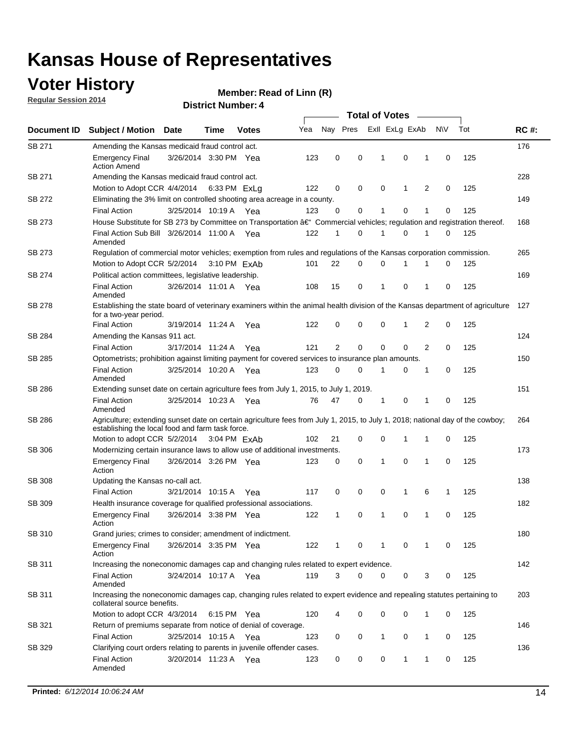# Kansas House of Representatives

## Voter History

**Regular Session 2014**

**Member: Read of Linn (R)**

**District Number: 4**

| Document ID | Subject / Motion | Date | Time | Votes | Yea | Nay | Pres | ExII | ExLg | ExAb | N\V | Tot | RC #: |
|---|---|---|---|---|---|---|---|---|---|---|---|---|---|
| SB 271 | Amending the Kansas medicaid fraud control act. | | | | | | | | | | | | 176 |
| | Emergency Final Action Amend | 3/26/2014 | 3:30 PM | Yea | 123 | 0 | 0 | 1 | 0 | 1 | 0 | 125 | |
| SB 271 | Amending the Kansas medicaid fraud control act. | | | | | | | | | | | | 228 |
| | Motion to Adopt CCR | 4/4/2014 | 6:33 PM | ExLg | 122 | 0 | 0 | 0 | 1 | 2 | 0 | 125 | |
| SB 272 | Eliminating the 3% limit on controlled shooting area acreage in a county. | | | | | | | | | | | | 149 |
| | Final Action | 3/25/2014 | 10:19 A | Yea | 123 | 0 | 0 | 1 | 0 | 1 | 0 | 125 | |
| SB 273 | House Substitute for SB 273 by Committee on Transportation â€" Commercial vehicles; regulation and registration thereof. | | | | | | | | | | | | 168 |
| | Final Action Sub Bill Amended | 3/26/2014 | 11:00 A | Yea | 122 | 1 | 0 | 1 | 0 | 1 | 0 | 125 | |
| SB 273 | Regulation of commercial motor vehicles; exemption from rules and regulations of the Kansas corporation commission. | | | | | | | | | | | | 265 |
| | Motion to Adopt CCR | 5/2/2014 | 3:10 PM | ExAb | 101 | 22 | 0 | 0 | 1 | 1 | 0 | 125 | |
| SB 274 | Political action committees, legislative leadership. | | | | | | | | | | | | 169 |
| | Final Action Amended | 3/26/2014 | 11:01 A | Yea | 108 | 15 | 0 | 1 | 0 | 1 | 0 | 125 | |
| SB 278 | Establishing the state board of veterinary examiners within the animal health division of the Kansas department of agriculture for a two-year period. | | | | | | | | | | | | 127 |
| | Final Action | 3/19/2014 | 11:24 A | Yea | 122 | 0 | 0 | 0 | 1 | 2 | 0 | 125 | |
| SB 284 | Amending the Kansas 911 act. | | | | | | | | | | | | 124 |
| | Final Action | 3/17/2014 | 11:24 A | Yea | 121 | 2 | 0 | 0 | 0 | 2 | 0 | 125 | |
| SB 285 | Optometrists; prohibition against limiting payment for covered services to insurance plan amounts. | | | | | | | | | | | | 150 |
| | Final Action Amended | 3/25/2014 | 10:20 A | Yea | 123 | 0 | 0 | 1 | 0 | 1 | 0 | 125 | |
| SB 286 | Extending sunset date on certain agriculture fees from July 1, 2015, to July 1, 2019. | | | | | | | | | | | | 151 |
| | Final Action Amended | 3/25/2014 | 10:23 A | Yea | 76 | 47 | 0 | 1 | 0 | 1 | 0 | 125 | |
| SB 286 | Agriculture; extending sunset date on certain agriculture fees from July 1, 2015, to July 1, 2018; national day of the cowboy; establishing the local food and farm task force. | | | | | | | | | | | | 264 |
| | Motion to adopt CCR | 5/2/2014 | 3:04 PM | ExAb | 102 | 21 | 0 | 0 | 1 | 1 | 0 | 125 | |
| SB 306 | Modernizing certain insurance laws to allow use of additional investments. | | | | | | | | | | | | 173 |
| | Emergency Final Action | 3/26/2014 | 3:26 PM | Yea | 123 | 0 | 0 | 1 | 0 | 1 | 0 | 125 | |
| SB 308 | Updating the Kansas no-call act. | | | | | | | | | | | | 138 |
| | Final Action | 3/21/2014 | 10:15 A | Yea | 117 | 0 | 0 | 0 | 1 | 6 | 1 | 125 | |
| SB 309 | Health insurance coverage for qualified professional associations. | | | | | | | | | | | | 182 |
| | Emergency Final Action | 3/26/2014 | 3:38 PM | Yea | 122 | 1 | 0 | 1 | 0 | 1 | 0 | 125 | |
| SB 310 | Grand juries; crimes to consider; amendment of indictment. | | | | | | | | | | | | 180 |
| | Emergency Final Action | 3/26/2014 | 3:35 PM | Yea | 122 | 1 | 0 | 1 | 0 | 1 | 0 | 125 | |
| SB 311 | Increasing the noneconomic damages cap and changing rules related to expert evidence. | | | | | | | | | | | | 142 |
| | Final Action Amended | 3/24/2014 | 10:17 A | Yea | 119 | 3 | 0 | 0 | 0 | 3 | 0 | 125 | |
| SB 311 | Increasing the noneconomic damages cap, changing rules related to expert evidence and repealing statutes pertaining to collateral source benefits. | | | | | | | | | | | | 203 |
| | Motion to adopt CCR | 4/3/2014 | 6:15 PM | Yea | 120 | 4 | 0 | 0 | 0 | 1 | 0 | 125 | |
| SB 321 | Return of premiums separate from notice of denial of coverage. | | | | | | | | | | | | 146 |
| | Final Action | 3/25/2014 | 10:15 A | Yea | 123 | 0 | 0 | 1 | 0 | 1 | 0 | 125 | |
| SB 329 | Clarifying court orders relating to parents in juvenile offender cases. | | | | | | | | | | | | 136 |
| | Final Action Amended | 3/20/2014 | 11:23 A | Yea | 123 | 0 | 0 | 0 | 1 | 1 | 0 | 125 | |

**Printed:** *6/12/2014 10:06:24 AM*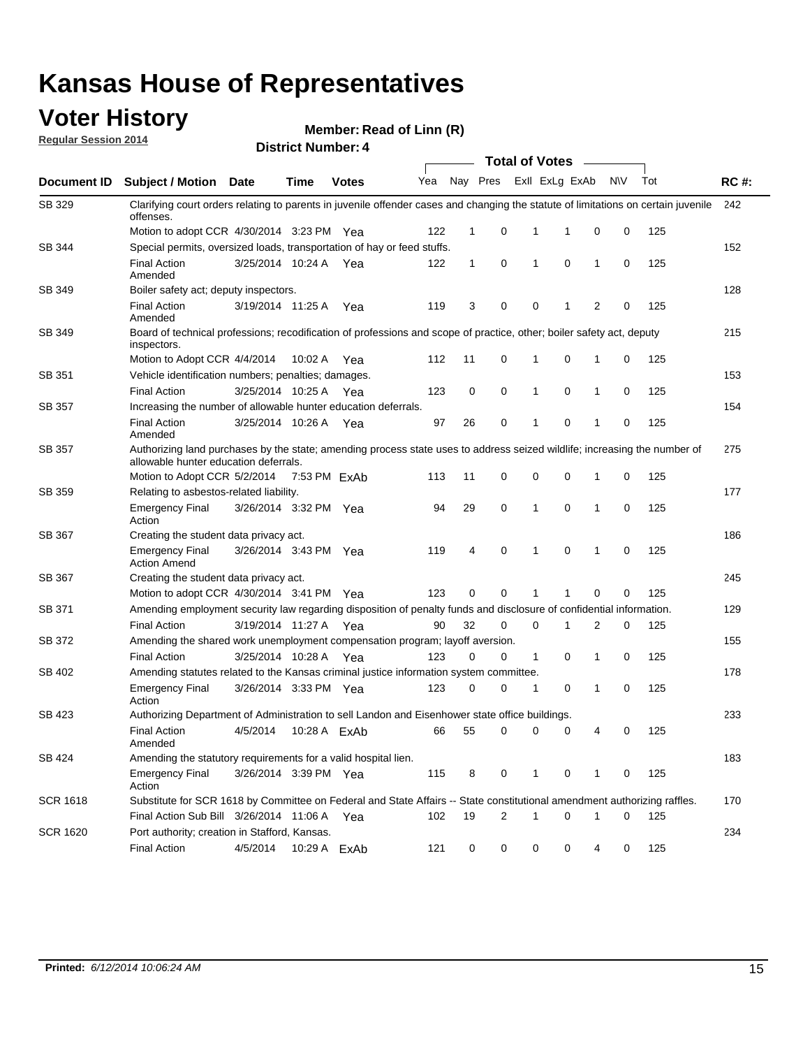# Kansas House of Representatives

## Voter History

**Regular Session 2014**

**Member: Read of Linn (R)**

**District Number: 4**

| Document ID | Subject / Motion | Date | Time | Votes | Yea | Nay | Pres | ExII | ExLg | ExAb | N\V | Tot | RC #: |
|---|---|---|---|---|---|---|---|---|---|---|---|---|---|
| SB 329 | Clarifying court orders relating to parents in juvenile offender cases and changing the statute of limitations on certain juvenile offenses. | | | | | | | | | | | | 242 |
| | Motion to adopt CCR | 4/30/2014 | 3:23 PM | Yea | 122 | 1 | 0 | 1 | 1 | 0 | 0 | 125 | |
| SB 344 | Special permits, oversized loads, transportation of hay or feed stuffs. | | | | | | | | | | | | 152 |
| | Final Action Amended | 3/25/2014 | 10:24 A | Yea | 122 | 1 | 0 | 1 | 0 | 1 | 0 | 125 | |
| SB 349 | Boiler safety act; deputy inspectors. | | | | | | | | | | | | 128 |
| | Final Action Amended | 3/19/2014 | 11:25 A | Yea | 119 | 3 | 0 | 0 | 1 | 2 | 0 | 125 | |
| SB 349 | Board of technical professions; recodification of professions and scope of practice, other; boiler safety act, deputy inspectors. | | | | | | | | | | | | 215 |
| | Motion to Adopt CCR | 4/4/2014 | 10:02 A | Yea | 112 | 11 | 0 | 1 | 0 | 1 | 0 | 125 | |
| SB 351 | Vehicle identification numbers; penalties; damages. | | | | | | | | | | | | 153 |
| | Final Action | 3/25/2014 | 10:25 A | Yea | 123 | 0 | 0 | 1 | 0 | 1 | 0 | 125 | |
| SB 357 | Increasing the number of allowable hunter education deferrals. | | | | | | | | | | | | 154 |
| | Final Action Amended | 3/25/2014 | 10:26 A | Yea | 97 | 26 | 0 | 1 | 0 | 1 | 0 | 125 | |
| SB 357 | Authorizing land purchases by the state; amending process state uses to address seized wildlife; increasing the number of allowable hunter education deferrals. | | | | | | | | | | | | 275 |
| | Motion to Adopt CCR | 5/2/2014 | 7:53 PM | ExAb | 113 | 11 | 0 | 0 | 0 | 1 | 0 | 125 | |
| SB 359 | Relating to asbestos-related liability. | | | | | | | | | | | | 177 |
| | Emergency Final Action | 3/26/2014 | 3:32 PM | Yea | 94 | 29 | 0 | 1 | 0 | 1 | 0 | 125 | |
| SB 367 | Creating the student data privacy act. | | | | | | | | | | | | 186 |
| | Emergency Final Action Amend | 3/26/2014 | 3:43 PM | Yea | 119 | 4 | 0 | 1 | 0 | 1 | 0 | 125 | |
| SB 367 | Creating the student data privacy act. | | | | | | | | | | | | 245 |
| | Motion to adopt CCR | 4/30/2014 | 3:41 PM | Yea | 123 | 0 | 0 | 1 | 1 | 0 | 0 | 125 | |
| SB 371 | Amending employment security law regarding disposition of penalty funds and disclosure of confidential information. | | | | | | | | | | | | 129 |
| | Final Action | 3/19/2014 | 11:27 A | Yea | 90 | 32 | 0 | 0 | 1 | 2 | 0 | 125 | |
| SB 372 | Amending the shared work unemployment compensation program; layoff aversion. | | | | | | | | | | | | 155 |
| | Final Action | 3/25/2014 | 10:28 A | Yea | 123 | 0 | 0 | 1 | 0 | 1 | 0 | 125 | |
| SB 402 | Amending statutes related to the Kansas criminal justice information system committee. | | | | | | | | | | | | 178 |
| | Emergency Final Action | 3/26/2014 | 3:33 PM | Yea | 123 | 0 | 0 | 1 | 0 | 1 | 0 | 125 | |
| SB 423 | Authorizing Department of Administration to sell Landon and Eisenhower state office buildings. | | | | | | | | | | | | 233 |
| | Final Action Amended | 4/5/2014 | 10:28 A | ExAb | 66 | 55 | 0 | 0 | 0 | 4 | 0 | 125 | |
| SB 424 | Amending the statutory requirements for a valid hospital lien. | | | | | | | | | | | | 183 |
| | Emergency Final Action | 3/26/2014 | 3:39 PM | Yea | 115 | 8 | 0 | 1 | 0 | 1 | 0 | 125 | |
| SCR 1618 | Substitute for SCR 1618 by Committee on Federal and State Affairs -- State constitutional amendment authorizing raffles. | | | | | | | | | | | | 170 |
| | Final Action Sub Bill | 3/26/2014 | 11:06 A | Yea | 102 | 19 | 2 | 1 | 0 | 1 | 0 | 125 | |
| SCR 1620 | Port authority; creation in Stafford, Kansas. | | | | | | | | | | | | 234 |
| | Final Action | 4/5/2014 | 10:29 A | ExAb | 121 | 0 | 0 | 0 | 0 | 4 | 0 | 125 | |

**Printed:** *6/12/2014 10:06:24 AM*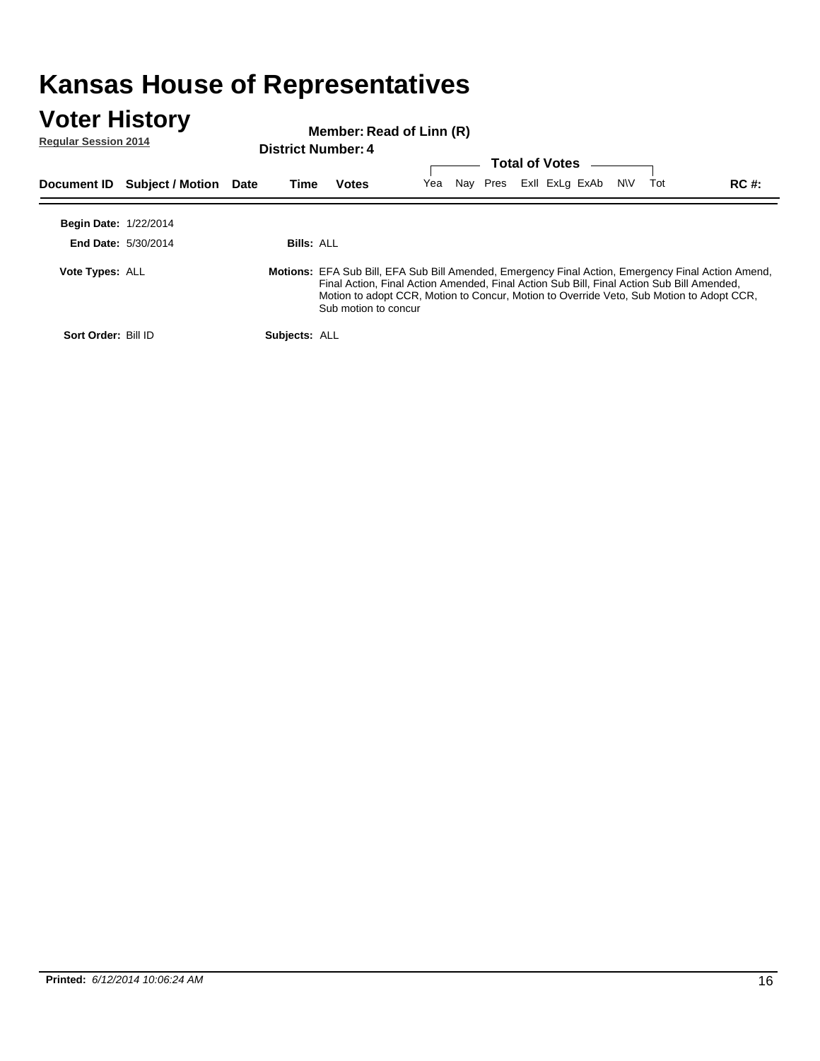# Kansas House of Representatives

## Voter History

**Regular Session 2014**

**Member:** Read of Linn (R)

**District Number:** 4

| Document ID | Subject / Motion | Date | Time | Votes | Total of Votes: Yea | Nay | Pres | ExII | ExLg | ExAb | N\V | Tot | RC #: |
|---|---|---|---|---|---|---|---|---|---|---|---|---|---|

**Begin Date:** 1/22/2014

**End Date:** 5/30/2014

**Bills:** ALL

**Vote Types:** ALL

**Motions:** EFA Sub Bill, EFA Sub Bill Amended, Emergency Final Action, Emergency Final Action Amend, Final Action, Final Action Amended, Final Action Sub Bill, Final Action Sub Bill Amended, Motion to adopt CCR, Motion to Concur, Motion to Override Veto, Sub Motion to Adopt CCR, Sub motion to concur

**Sort Order:** Bill ID

**Subjects:** ALL

**Printed:** *6/12/2014 10:06:24 AM*